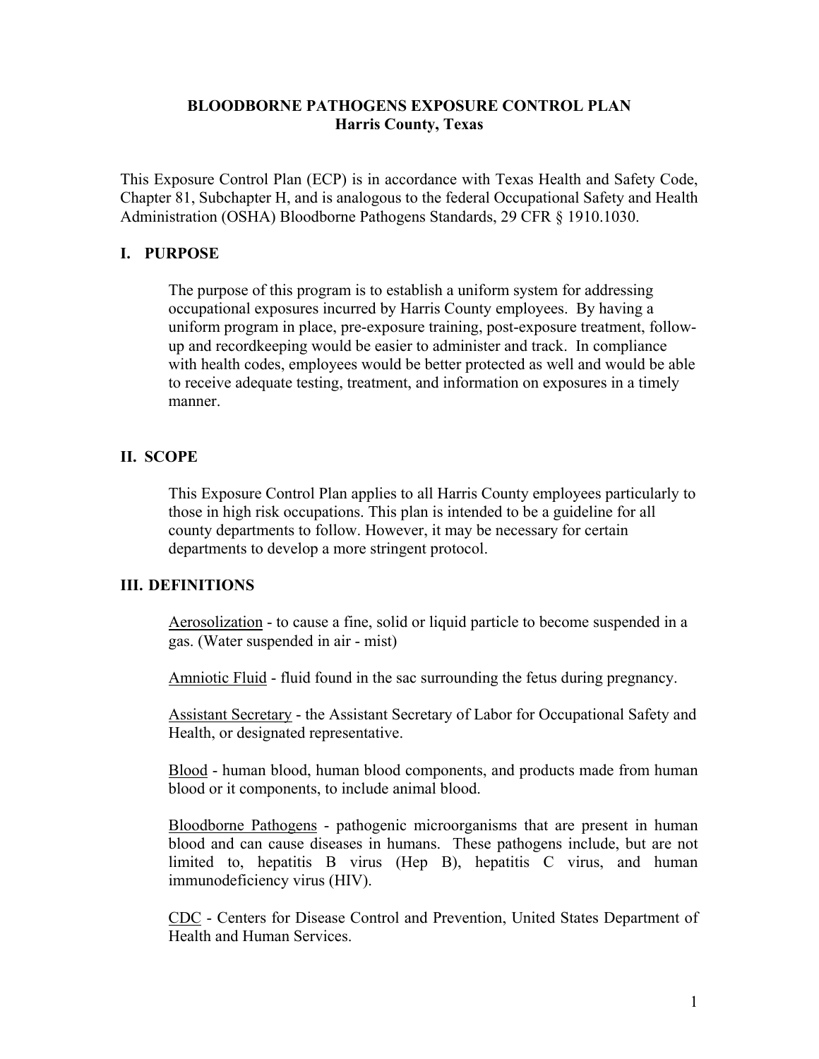# BLOODBORNE PATHOGENS EXPOSURE CONTROL PLAN
## Harris County, Texas

This Exposure Control Plan (ECP) is in accordance with Texas Health and Safety Code, Chapter 81, Subchapter H, and is analogous to the federal Occupational Safety and Health Administration (OSHA) Bloodborne Pathogens Standards, 29 CFR § 1910.1030.

## I. PURPOSE

The purpose of this program is to establish a uniform system for addressing occupational exposures incurred by Harris County employees. By having a uniform program in place, pre-exposure training, post-exposure treatment, follow-up and recordkeeping would be easier to administer and track. In compliance with health codes, employees would be better protected as well and would be able to receive adequate testing, treatment, and information on exposures in a timely manner.

## II. SCOPE

This Exposure Control Plan applies to all Harris County employees particularly to those in high risk occupations. This plan is intended to be a guideline for all county departments to follow. However, it may be necessary for certain departments to develop a more stringent protocol.

## III. DEFINITIONS

<u>Aerosolization</u> - to cause a fine, solid or liquid particle to become suspended in a gas. (Water suspended in air - mist)

<u>Amniotic Fluid</u> - fluid found in the sac surrounding the fetus during pregnancy.

<u>Assistant Secretary</u> - the Assistant Secretary of Labor for Occupational Safety and Health, or designated representative.

<u>Blood</u> - human blood, human blood components, and products made from human blood or it components, to include animal blood.

<u>Bloodborne Pathogens</u> - pathogenic microorganisms that are present in human blood and can cause diseases in humans. These pathogens include, but are not limited to, hepatitis B virus (Hep B), hepatitis C virus, and human immunodeficiency virus (HIV).

<u>CDC</u> - Centers for Disease Control and Prevention, United States Department of Health and Human Services.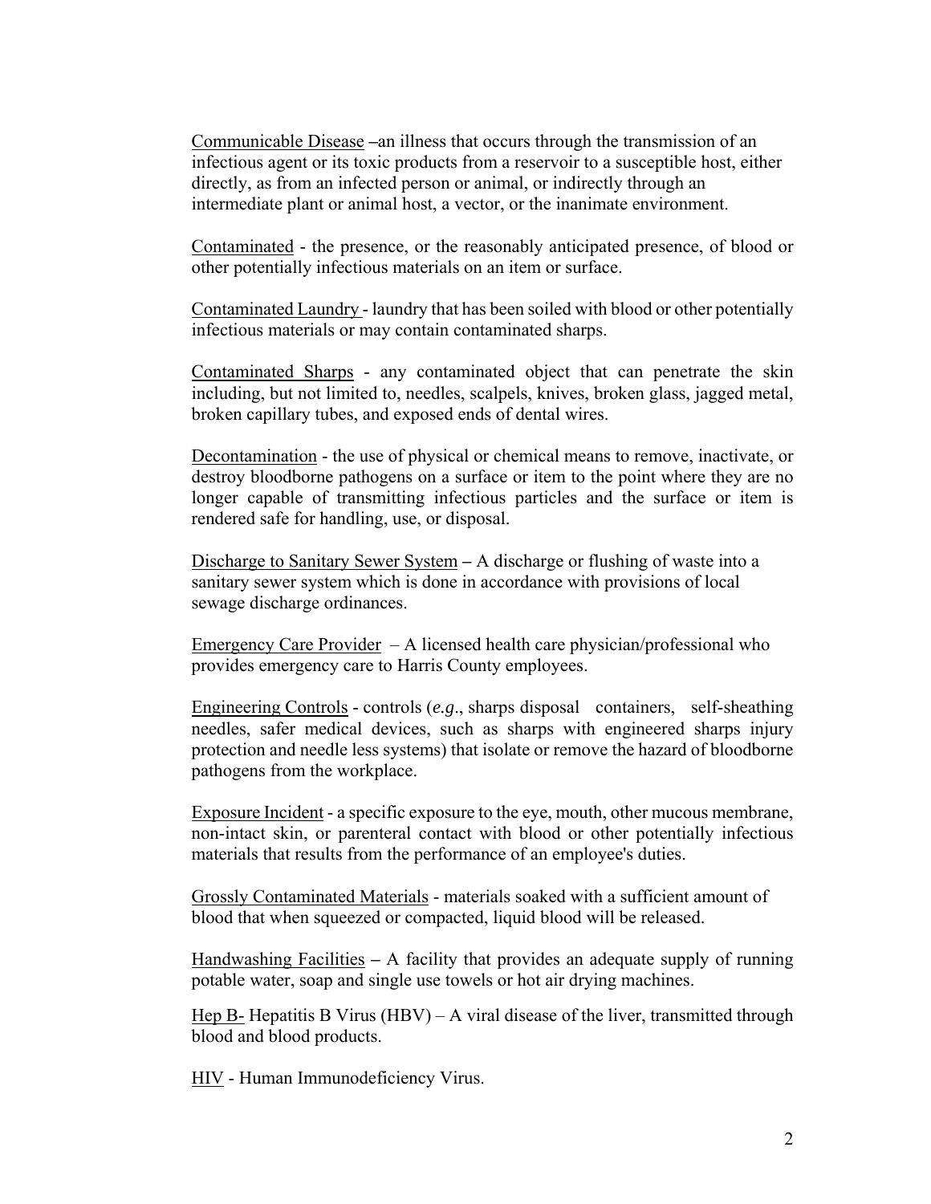Communicable Disease –an illness that occurs through the transmission of an infectious agent or its toxic products from a reservoir to a susceptible host, either directly, as from an infected person or animal, or indirectly through an intermediate plant or animal host, a vector, or the inanimate environment.

Contaminated - the presence, or the reasonably anticipated presence, of blood or other potentially infectious materials on an item or surface.

Contaminated Laundry - laundry that has been soiled with blood or other potentially infectious materials or may contain contaminated sharps.

Contaminated Sharps - any contaminated object that can penetrate the skin including, but not limited to, needles, scalpels, knives, broken glass, jagged metal, broken capillary tubes, and exposed ends of dental wires.

Decontamination - the use of physical or chemical means to remove, inactivate, or destroy bloodborne pathogens on a surface or item to the point where they are no longer capable of transmitting infectious particles and the surface or item is rendered safe for handling, use, or disposal.

Discharge to Sanitary Sewer System – A discharge or flushing of waste into a sanitary sewer system which is done in accordance with provisions of local sewage discharge ordinances.

Emergency Care Provider – A licensed health care physician/professional who provides emergency care to Harris County employees.

Engineering Controls - controls (*e.g*., sharps disposal containers, self-sheathing needles, safer medical devices, such as sharps with engineered sharps injury protection and needle less systems) that isolate or remove the hazard of bloodborne pathogens from the workplace.

Exposure Incident - a specific exposure to the eye, mouth, other mucous membrane, non-intact skin, or parenteral contact with blood or other potentially infectious materials that results from the performance of an employee's duties.

Grossly Contaminated Materials - materials soaked with a sufficient amount of blood that when squeezed or compacted, liquid blood will be released.

Handwashing Facilities – A facility that provides an adequate supply of running potable water, soap and single use towels or hot air drying machines.

Hep B- Hepatitis B Virus (HBV) – A viral disease of the liver, transmitted through blood and blood products.

HIV - Human Immunodeficiency Virus.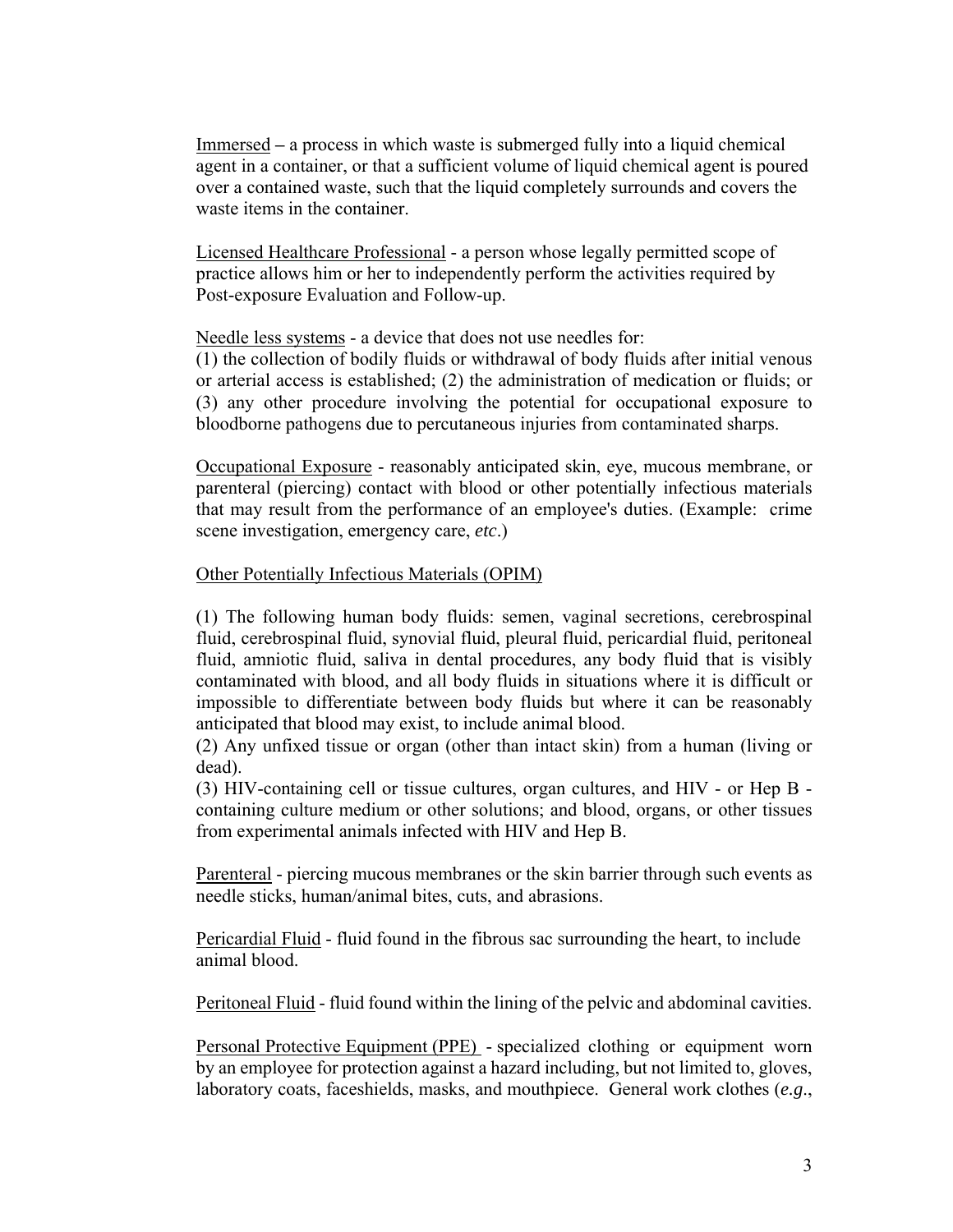Immersed – a process in which waste is submerged fully into a liquid chemical agent in a container, or that a sufficient volume of liquid chemical agent is poured over a contained waste, such that the liquid completely surrounds and covers the waste items in the container.

Licensed Healthcare Professional - a person whose legally permitted scope of practice allows him or her to independently perform the activities required by Post-exposure Evaluation and Follow-up.

Needle less systems - a device that does not use needles for:
(1) the collection of bodily fluids or withdrawal of body fluids after initial venous or arterial access is established; (2) the administration of medication or fluids; or (3) any other procedure involving the potential for occupational exposure to bloodborne pathogens due to percutaneous injuries from contaminated sharps.

Occupational Exposure - reasonably anticipated skin, eye, mucous membrane, or parenteral (piercing) contact with blood or other potentially infectious materials that may result from the performance of an employee's duties. (Example: crime scene investigation, emergency care, *etc*.)

Other Potentially Infectious Materials (OPIM)

(1) The following human body fluids: semen, vaginal secretions, cerebrospinal fluid, cerebrospinal fluid, synovial fluid, pleural fluid, pericardial fluid, peritoneal fluid, amniotic fluid, saliva in dental procedures, any body fluid that is visibly contaminated with blood, and all body fluids in situations where it is difficult or impossible to differentiate between body fluids but where it can be reasonably anticipated that blood may exist, to include animal blood.
(2) Any unfixed tissue or organ (other than intact skin) from a human (living or dead).
(3) HIV-containing cell or tissue cultures, organ cultures, and HIV - or Hep B - containing culture medium or other solutions; and blood, organs, or other tissues from experimental animals infected with HIV and Hep B.

Parenteral - piercing mucous membranes or the skin barrier through such events as needle sticks, human/animal bites, cuts, and abrasions.

Pericardial Fluid - fluid found in the fibrous sac surrounding the heart, to include animal blood.

Peritoneal Fluid - fluid found within the lining of the pelvic and abdominal cavities.

Personal Protective Equipment (PPE) - specialized clothing or equipment worn by an employee for protection against a hazard including, but not limited to, gloves, laboratory coats, faceshields, masks, and mouthpiece. General work clothes (*e.g.*,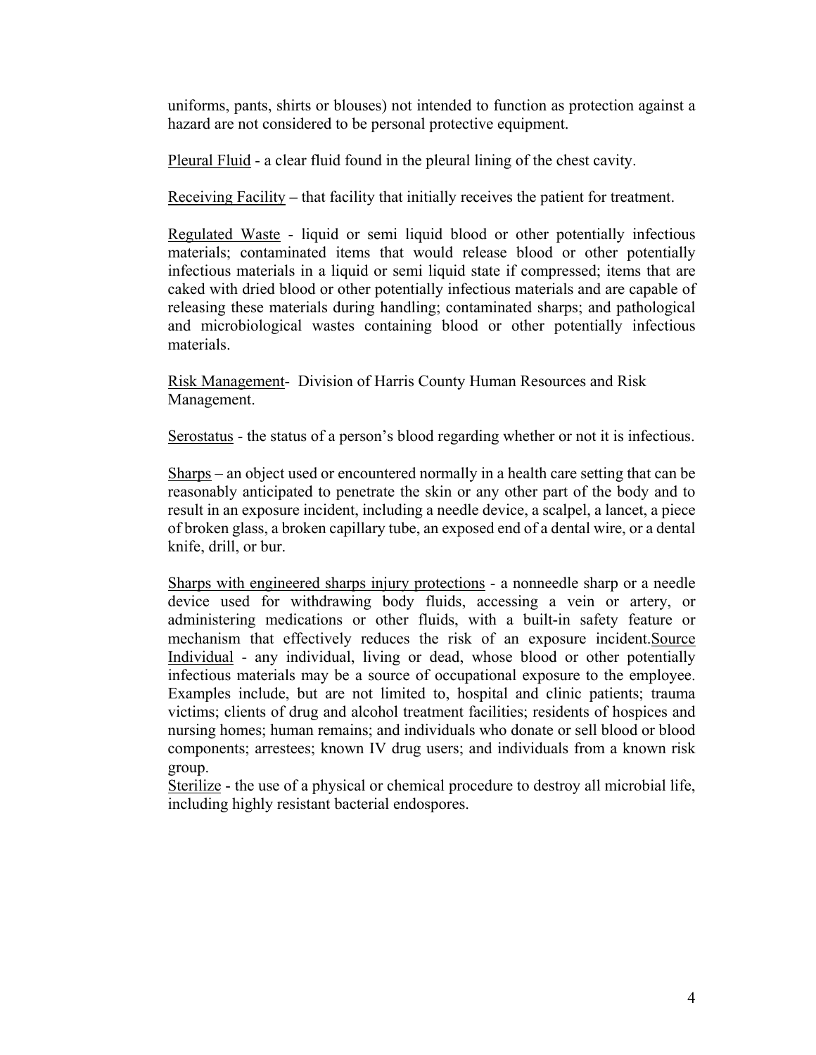uniforms, pants, shirts or blouses) not intended to function as protection against a hazard are not considered to be personal protective equipment.

<u>Pleural Fluid</u> - a clear fluid found in the pleural lining of the chest cavity.

<u>Receiving Facility</u> **–** that facility that initially receives the patient for treatment.

<u>Regulated Waste</u> - liquid or semi liquid blood or other potentially infectious materials; contaminated items that would release blood or other potentially infectious materials in a liquid or semi liquid state if compressed; items that are caked with dried blood or other potentially infectious materials and are capable of releasing these materials during handling; contaminated sharps; and pathological and microbiological wastes containing blood or other potentially infectious materials.

<u>Risk Management</u>- Division of Harris County Human Resources and Risk Management.

<u>Serostatus</u> - the status of a person's blood regarding whether or not it is infectious.

<u>Sharps</u> – an object used or encountered normally in a health care setting that can be reasonably anticipated to penetrate the skin or any other part of the body and to result in an exposure incident, including a needle device, a scalpel, a lancet, a piece of broken glass, a broken capillary tube, an exposed end of a dental wire, or a dental knife, drill, or bur.

<u>Sharps with engineered sharps injury protections</u> - a nonneedle sharp or a needle device used for withdrawing body fluids, accessing a vein or artery, or administering medications or other fluids, with a built-in safety feature or mechanism that effectively reduces the risk of an exposure incident.<u>Source Individual</u> - any individual, living or dead, whose blood or other potentially infectious materials may be a source of occupational exposure to the employee. Examples include, but are not limited to, hospital and clinic patients; trauma victims; clients of drug and alcohol treatment facilities; residents of hospices and nursing homes; human remains; and individuals who donate or sell blood or blood components; arrestees; known IV drug users; and individuals from a known risk group.

<u>Sterilize</u> - the use of a physical or chemical procedure to destroy all microbial life, including highly resistant bacterial endospores.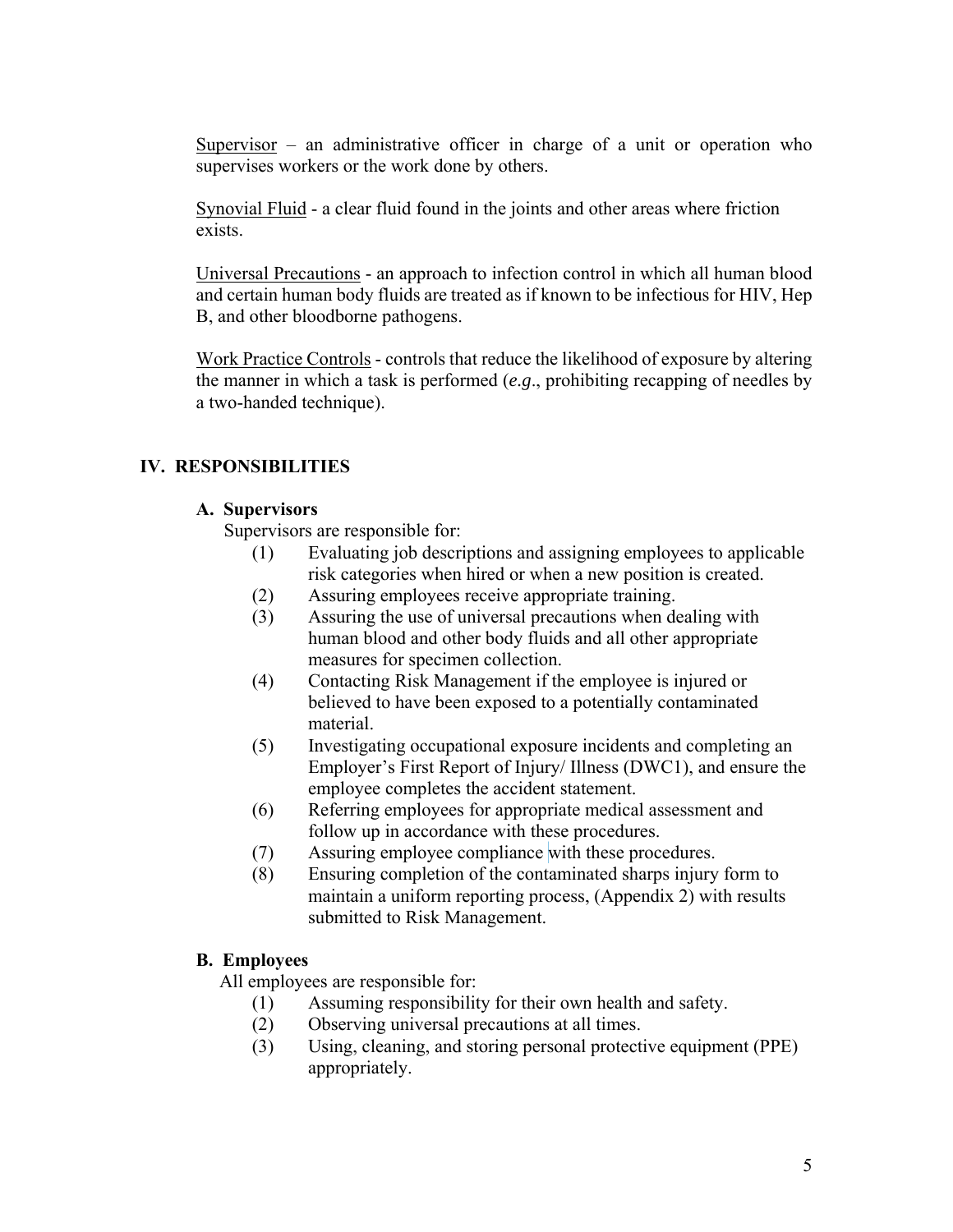<u>Supervisor</u> – an administrative officer in charge of a unit or operation who supervises workers or the work done by others.

<u>Synovial Fluid</u> - a clear fluid found in the joints and other areas where friction exists.

<u>Universal Precautions</u> - an approach to infection control in which all human blood and certain human body fluids are treated as if known to be infectious for HIV, Hep B, and other bloodborne pathogens.

<u>Work Practice Controls</u> - controls that reduce the likelihood of exposure by altering the manner in which a task is performed (*e.g*., prohibiting recapping of needles by a two-handed technique).

## IV. RESPONSIBILITIES

### A. Supervisors

Supervisors are responsible for:

(1) Evaluating job descriptions and assigning employees to applicable risk categories when hired or when a new position is created.

(2) Assuring employees receive appropriate training.

(3) Assuring the use of universal precautions when dealing with human blood and other body fluids and all other appropriate measures for specimen collection.

(4) Contacting Risk Management if the employee is injured or believed to have been exposed to a potentially contaminated material.

(5) Investigating occupational exposure incidents and completing an Employer's First Report of Injury/ Illness (DWC1), and ensure the employee completes the accident statement.

(6) Referring employees for appropriate medical assessment and follow up in accordance with these procedures.

(7) Assuring employee compliance with these procedures.

(8) Ensuring completion of the contaminated sharps injury form to maintain a uniform reporting process, (Appendix 2) with results submitted to Risk Management.

### B. Employees

All employees are responsible for:

(1) Assuming responsibility for their own health and safety.

(2) Observing universal precautions at all times.

(3) Using, cleaning, and storing personal protective equipment (PPE) appropriately.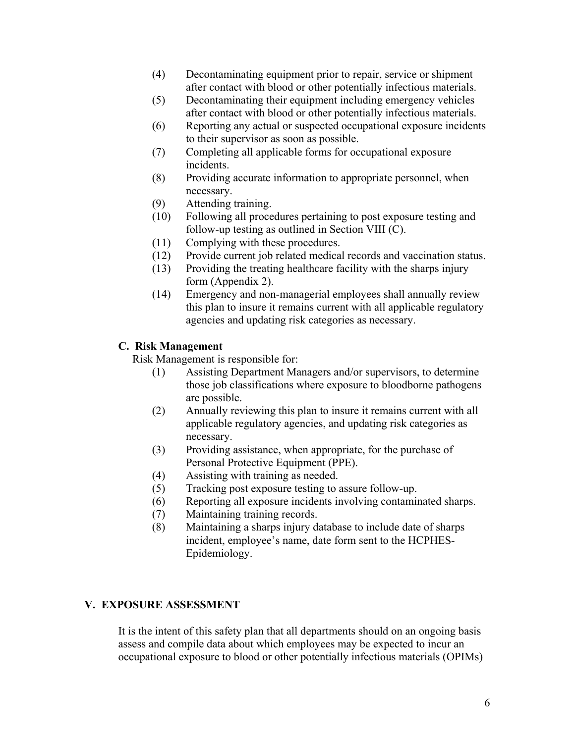(4) Decontaminating equipment prior to repair, service or shipment after contact with blood or other potentially infectious materials.
(5) Decontaminating their equipment including emergency vehicles after contact with blood or other potentially infectious materials.
(6) Reporting any actual or suspected occupational exposure incidents to their supervisor as soon as possible.
(7) Completing all applicable forms for occupational exposure incidents.
(8) Providing accurate information to appropriate personnel, when necessary.
(9) Attending training.
(10) Following all procedures pertaining to post exposure testing and follow-up testing as outlined in Section VIII (C).
(11) Complying with these procedures.
(12) Provide current job related medical records and vaccination status.
(13) Providing the treating healthcare facility with the sharps injury form (Appendix 2).
(14) Emergency and non-managerial employees shall annually review this plan to insure it remains current with all applicable regulatory agencies and updating risk categories as necessary.

### C. Risk Management

Risk Management is responsible for:

(1) Assisting Department Managers and/or supervisors, to determine those job classifications where exposure to bloodborne pathogens are possible.
(2) Annually reviewing this plan to insure it remains current with all applicable regulatory agencies, and updating risk categories as necessary.
(3) Providing assistance, when appropriate, for the purchase of Personal Protective Equipment (PPE).
(4) Assisting with training as needed.
(5) Tracking post exposure testing to assure follow-up.
(6) Reporting all exposure incidents involving contaminated sharps.
(7) Maintaining training records.
(8) Maintaining a sharps injury database to include date of sharps incident, employee's name, date form sent to the HCPHES-Epidemiology.

## V. EXPOSURE ASSESSMENT

It is the intent of this safety plan that all departments should on an ongoing basis assess and compile data about which employees may be expected to incur an occupational exposure to blood or other potentially infectious materials (OPIMs)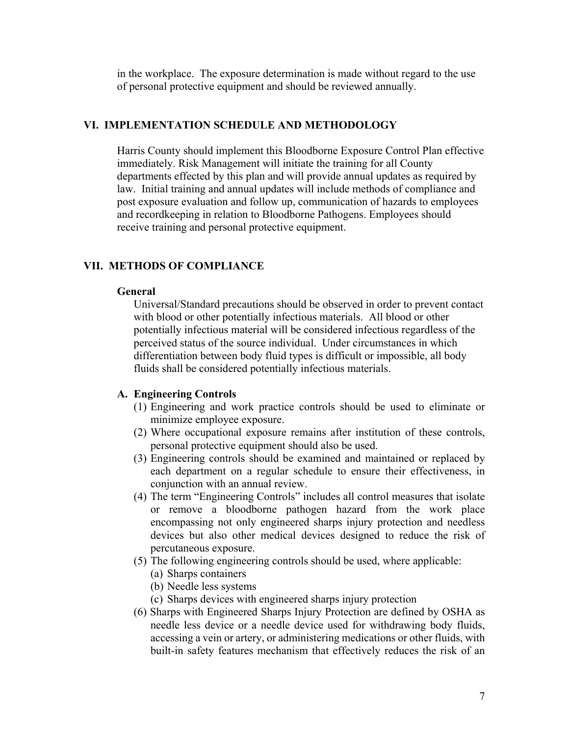in the workplace. The exposure determination is made without regard to the use of personal protective equipment and should be reviewed annually.

## VI. IMPLEMENTATION SCHEDULE AND METHODOLOGY

Harris County should implement this Bloodborne Exposure Control Plan effective immediately. Risk Management will initiate the training for all County departments effected by this plan and will provide annual updates as required by law. Initial training and annual updates will include methods of compliance and post exposure evaluation and follow up, communication of hazards to employees and recordkeeping in relation to Bloodborne Pathogens. Employees should receive training and personal protective equipment.

## VII. METHODS OF COMPLIANCE

**General**

Universal/Standard precautions should be observed in order to prevent contact with blood or other potentially infectious materials. All blood or other potentially infectious material will be considered infectious regardless of the perceived status of the source individual. Under circumstances in which differentiation between body fluid types is difficult or impossible, all body fluids shall be considered potentially infectious materials.

**A. Engineering Controls**

(1) Engineering and work practice controls should be used to eliminate or minimize employee exposure.

(2) Where occupational exposure remains after institution of these controls, personal protective equipment should also be used.

(3) Engineering controls should be examined and maintained or replaced by each department on a regular schedule to ensure their effectiveness, in conjunction with an annual review.

(4) The term "Engineering Controls" includes all control measures that isolate or remove a bloodborne pathogen hazard from the work place encompassing not only engineered sharps injury protection and needless devices but also other medical devices designed to reduce the risk of percutaneous exposure.

(5) The following engineering controls should be used, where applicable:

  (a) Sharps containers
  
  (b) Needle less systems
  
  (c) Sharps devices with engineered sharps injury protection

(6) Sharps with Engineered Sharps Injury Protection are defined by OSHA as needle less device or a needle device used for withdrawing body fluids, accessing a vein or artery, or administering medications or other fluids, with built-in safety features mechanism that effectively reduces the risk of an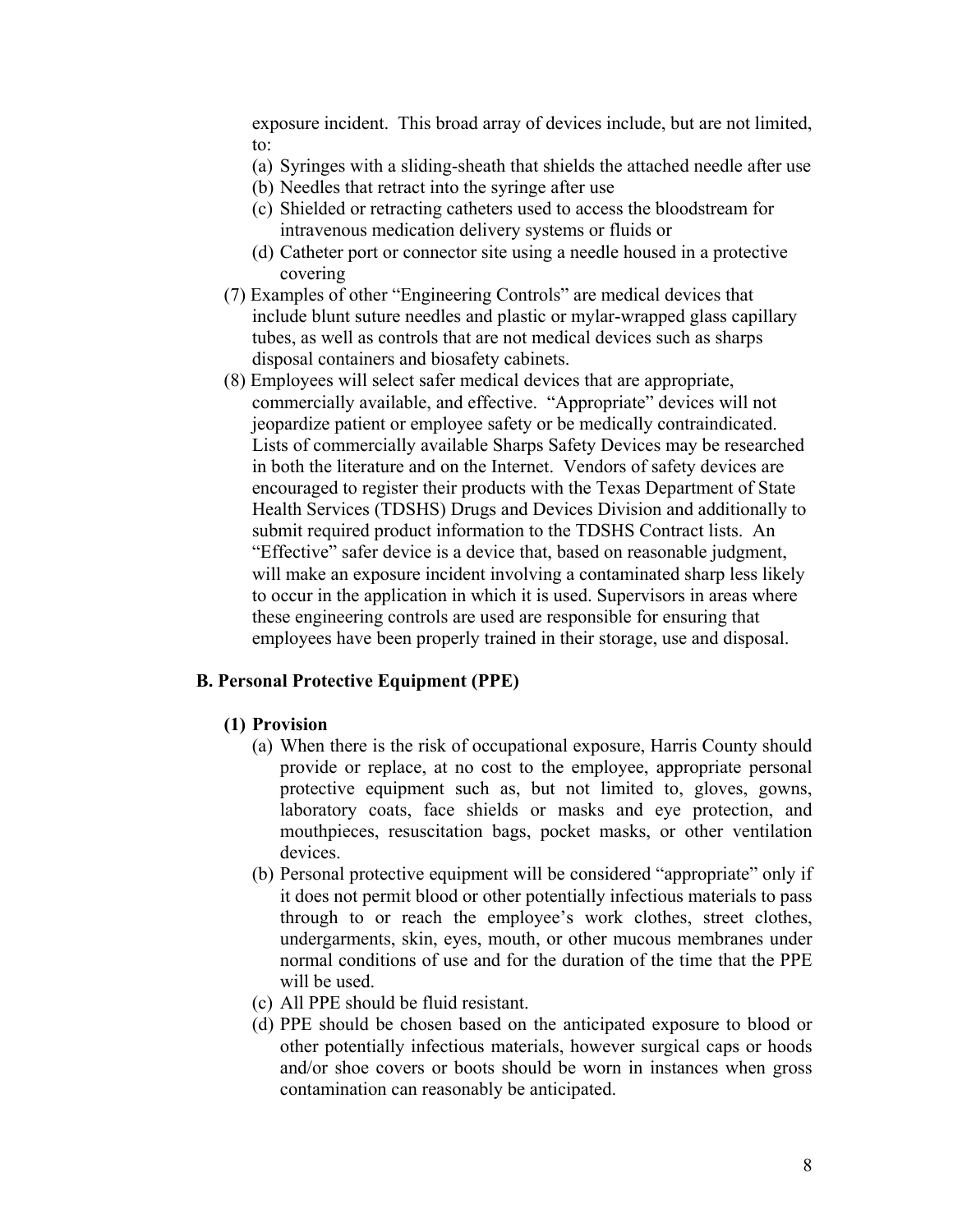exposure incident. This broad array of devices include, but are not limited, to:

(a) Syringes with a sliding-sheath that shields the attached needle after use
(b) Needles that retract into the syringe after use
(c) Shielded or retracting catheters used to access the bloodstream for intravenous medication delivery systems or fluids or
(d) Catheter port or connector site using a needle housed in a protective covering

(7) Examples of other "Engineering Controls" are medical devices that include blunt suture needles and plastic or mylar-wrapped glass capillary tubes, as well as controls that are not medical devices such as sharps disposal containers and biosafety cabinets.

(8) Employees will select safer medical devices that are appropriate, commercially available, and effective. "Appropriate" devices will not jeopardize patient or employee safety or be medically contraindicated. Lists of commercially available Sharps Safety Devices may be researched in both the literature and on the Internet. Vendors of safety devices are encouraged to register their products with the Texas Department of State Health Services (TDSHS) Drugs and Devices Division and additionally to submit required product information to the TDSHS Contract lists. An "Effective" safer device is a device that, based on reasonable judgment, will make an exposure incident involving a contaminated sharp less likely to occur in the application in which it is used. Supervisors in areas where these engineering controls are used are responsible for ensuring that employees have been properly trained in their storage, use and disposal.

### B. Personal Protective Equipment (PPE)

#### (1) Provision

(a) When there is the risk of occupational exposure, Harris County should provide or replace, at no cost to the employee, appropriate personal protective equipment such as, but not limited to, gloves, gowns, laboratory coats, face shields or masks and eye protection, and mouthpieces, resuscitation bags, pocket masks, or other ventilation devices.

(b) Personal protective equipment will be considered "appropriate" only if it does not permit blood or other potentially infectious materials to pass through to or reach the employee's work clothes, street clothes, undergarments, skin, eyes, mouth, or other mucous membranes under normal conditions of use and for the duration of the time that the PPE will be used.

(c) All PPE should be fluid resistant.

(d) PPE should be chosen based on the anticipated exposure to blood or other potentially infectious materials, however surgical caps or hoods and/or shoe covers or boots should be worn in instances when gross contamination can reasonably be anticipated.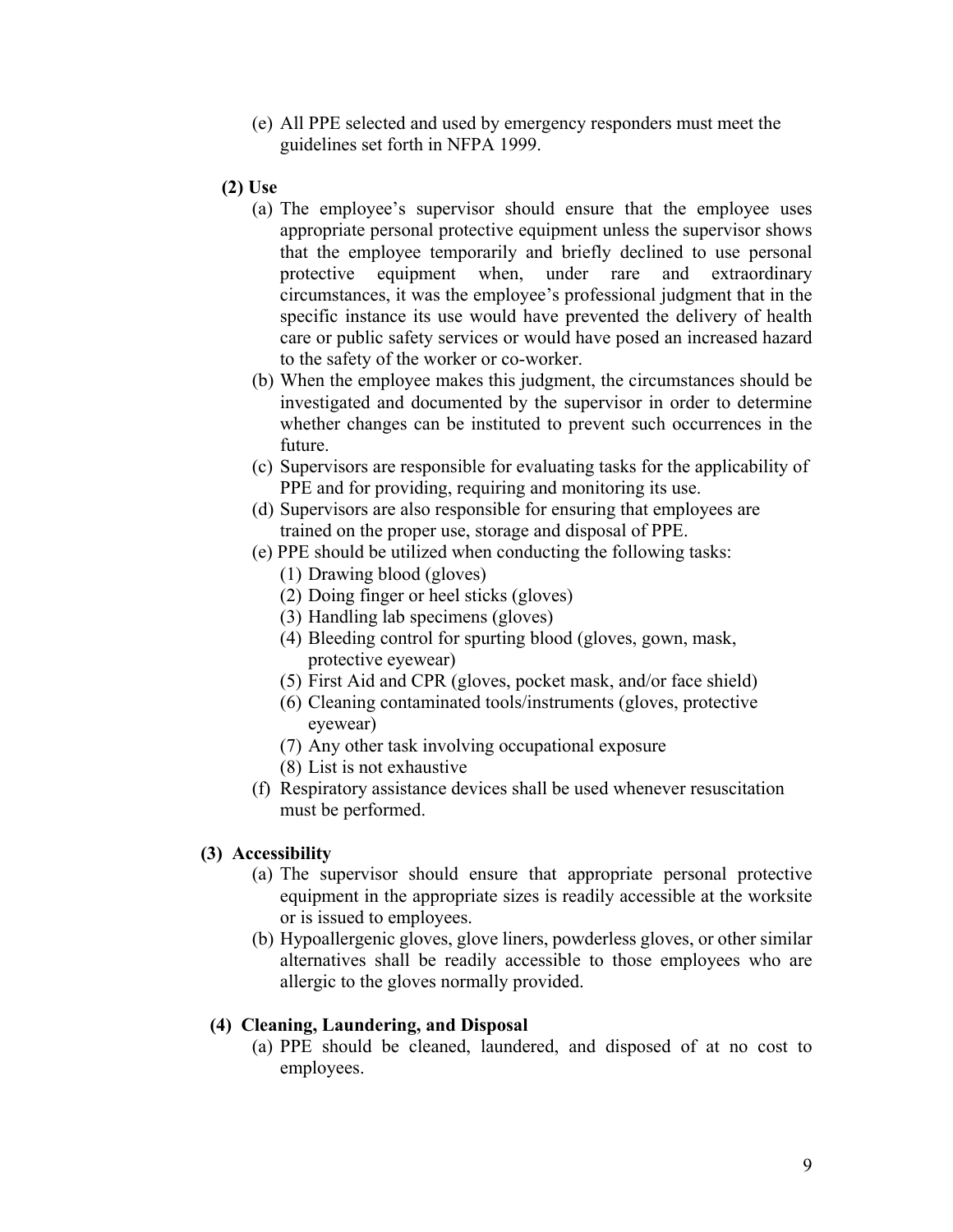(e) All PPE selected and used by emergency responders must meet the guidelines set forth in NFPA 1999.

**(2) Use**

(a) The employee's supervisor should ensure that the employee uses appropriate personal protective equipment unless the supervisor shows that the employee temporarily and briefly declined to use personal protective equipment when, under rare and extraordinary circumstances, it was the employee's professional judgment that in the specific instance its use would have prevented the delivery of health care or public safety services or would have posed an increased hazard to the safety of the worker or co-worker.

(b) When the employee makes this judgment, the circumstances should be investigated and documented by the supervisor in order to determine whether changes can be instituted to prevent such occurrences in the future.

(c) Supervisors are responsible for evaluating tasks for the applicability of PPE and for providing, requiring and monitoring its use.

(d) Supervisors are also responsible for ensuring that employees are trained on the proper use, storage and disposal of PPE.

(e) PPE should be utilized when conducting the following tasks:

(1) Drawing blood (gloves)
(2) Doing finger or heel sticks (gloves)
(3) Handling lab specimens (gloves)
(4) Bleeding control for spurting blood (gloves, gown, mask, protective eyewear)
(5) First Aid and CPR (gloves, pocket mask, and/or face shield)
(6) Cleaning contaminated tools/instruments (gloves, protective eyewear)
(7) Any other task involving occupational exposure
(8) List is not exhaustive

(f) Respiratory assistance devices shall be used whenever resuscitation must be performed.

**(3) Accessibility**

(a) The supervisor should ensure that appropriate personal protective equipment in the appropriate sizes is readily accessible at the worksite or is issued to employees.

(b) Hypoallergenic gloves, glove liners, powderless gloves, or other similar alternatives shall be readily accessible to those employees who are allergic to the gloves normally provided.

**(4) Cleaning, Laundering, and Disposal**

(a) PPE should be cleaned, laundered, and disposed of at no cost to employees.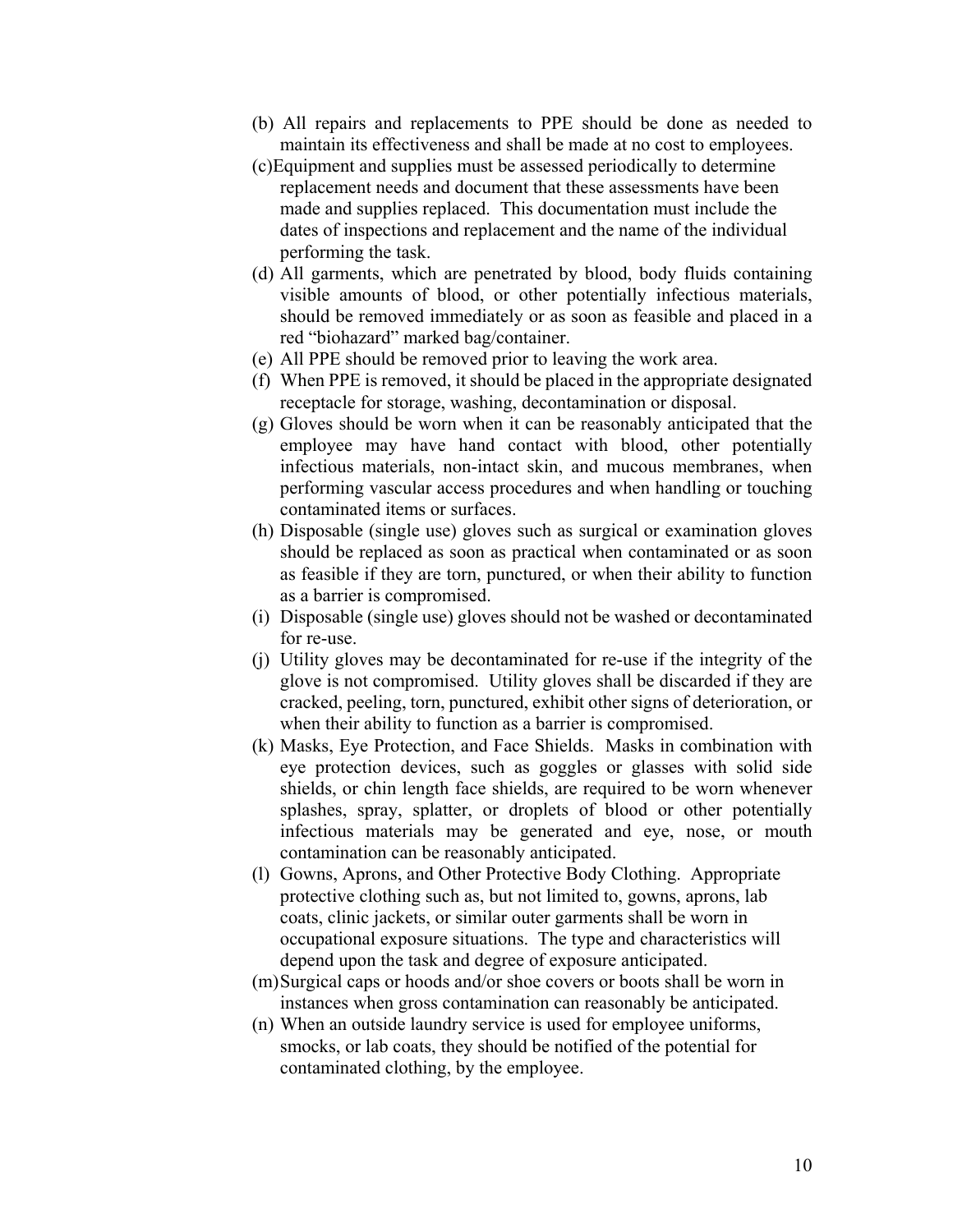(b) All repairs and replacements to PPE should be done as needed to maintain its effectiveness and shall be made at no cost to employees.

(c) Equipment and supplies must be assessed periodically to determine replacement needs and document that these assessments have been made and supplies replaced. This documentation must include the dates of inspections and replacement and the name of the individual performing the task.

(d) All garments, which are penetrated by blood, body fluids containing visible amounts of blood, or other potentially infectious materials, should be removed immediately or as soon as feasible and placed in a red "biohazard" marked bag/container.

(e) All PPE should be removed prior to leaving the work area.

(f) When PPE is removed, it should be placed in the appropriate designated receptacle for storage, washing, decontamination or disposal.

(g) Gloves should be worn when it can be reasonably anticipated that the employee may have hand contact with blood, other potentially infectious materials, non-intact skin, and mucous membranes, when performing vascular access procedures and when handling or touching contaminated items or surfaces.

(h) Disposable (single use) gloves such as surgical or examination gloves should be replaced as soon as practical when contaminated or as soon as feasible if they are torn, punctured, or when their ability to function as a barrier is compromised.

(i) Disposable (single use) gloves should not be washed or decontaminated for re-use.

(j) Utility gloves may be decontaminated for re-use if the integrity of the glove is not compromised. Utility gloves shall be discarded if they are cracked, peeling, torn, punctured, exhibit other signs of deterioration, or when their ability to function as a barrier is compromised.

(k) Masks, Eye Protection, and Face Shields. Masks in combination with eye protection devices, such as goggles or glasses with solid side shields, or chin length face shields, are required to be worn whenever splashes, spray, splatter, or droplets of blood or other potentially infectious materials may be generated and eye, nose, or mouth contamination can be reasonably anticipated.

(l) Gowns, Aprons, and Other Protective Body Clothing. Appropriate protective clothing such as, but not limited to, gowns, aprons, lab coats, clinic jackets, or similar outer garments shall be worn in occupational exposure situations. The type and characteristics will depend upon the task and degree of exposure anticipated.

(m) Surgical caps or hoods and/or shoe covers or boots shall be worn in instances when gross contamination can reasonably be anticipated.

(n) When an outside laundry service is used for employee uniforms, smocks, or lab coats, they should be notified of the potential for contaminated clothing, by the employee.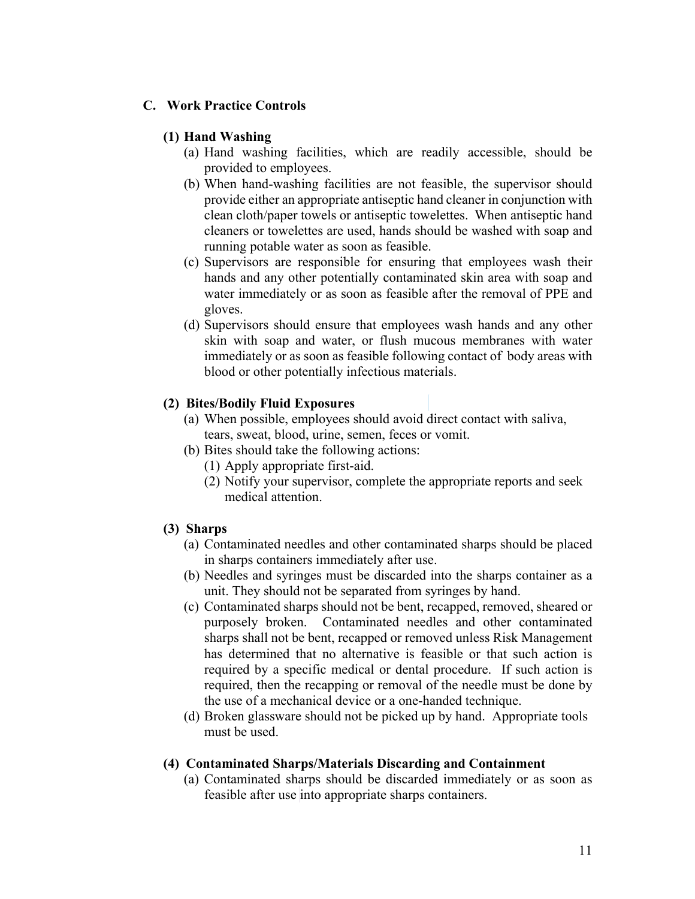## C. Work Practice Controls

### (1) Hand Washing

(a) Hand washing facilities, which are readily accessible, should be provided to employees.

(b) When hand-washing facilities are not feasible, the supervisor should provide either an appropriate antiseptic hand cleaner in conjunction with clean cloth/paper towels or antiseptic towelettes. When antiseptic hand cleaners or towelettes are used, hands should be washed with soap and running potable water as soon as feasible.

(c) Supervisors are responsible for ensuring that employees wash their hands and any other potentially contaminated skin area with soap and water immediately or as soon as feasible after the removal of PPE and gloves.

(d) Supervisors should ensure that employees wash hands and any other skin with soap and water, or flush mucous membranes with water immediately or as soon as feasible following contact of body areas with blood or other potentially infectious materials.

### (2) Bites/Bodily Fluid Exposures

(a) When possible, employees should avoid direct contact with saliva, tears, sweat, blood, urine, semen, feces or vomit.

(b) Bites should take the following actions:

(1) Apply appropriate first-aid.

(2) Notify your supervisor, complete the appropriate reports and seek medical attention.

### (3) Sharps

(a) Contaminated needles and other contaminated sharps should be placed in sharps containers immediately after use.

(b) Needles and syringes must be discarded into the sharps container as a unit. They should not be separated from syringes by hand.

(c) Contaminated sharps should not be bent, recapped, removed, sheared or purposely broken. Contaminated needles and other contaminated sharps shall not be bent, recapped or removed unless Risk Management has determined that no alternative is feasible or that such action is required by a specific medical or dental procedure. If such action is required, then the recapping or removal of the needle must be done by the use of a mechanical device or a one-handed technique.

(d) Broken glassware should not be picked up by hand. Appropriate tools must be used.

### (4) Contaminated Sharps/Materials Discarding and Containment

(a) Contaminated sharps should be discarded immediately or as soon as feasible after use into appropriate sharps containers.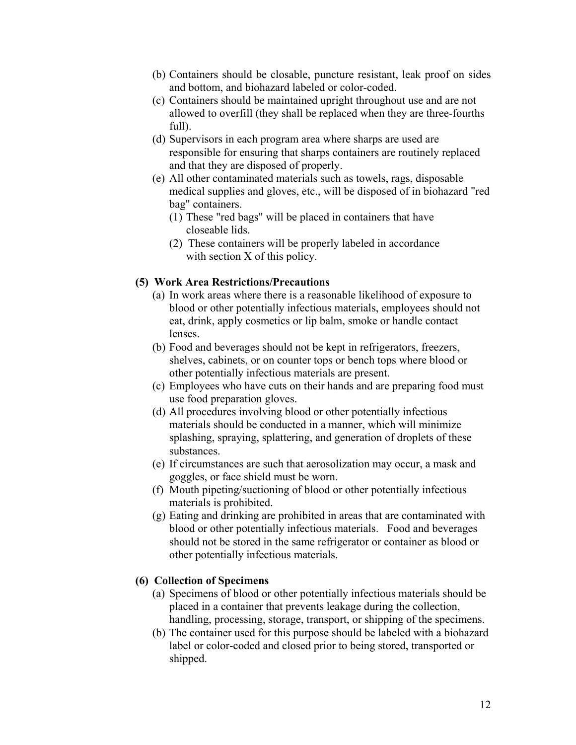(b) Containers should be closable, puncture resistant, leak proof on sides and bottom, and biohazard labeled or color-coded.

(c) Containers should be maintained upright throughout use and are not allowed to overfill (they shall be replaced when they are three-fourths full).

(d) Supervisors in each program area where sharps are used are responsible for ensuring that sharps containers are routinely replaced and that they are disposed of properly.

(e) All other contaminated materials such as towels, rags, disposable medical supplies and gloves, etc., will be disposed of in biohazard "red bag" containers.

   (1) These "red bags" will be placed in containers that have closeable lids.

   (2) These containers will be properly labeled in accordance with section X of this policy.

**(5) Work Area Restrictions/Precautions**

(a) In work areas where there is a reasonable likelihood of exposure to blood or other potentially infectious materials, employees should not eat, drink, apply cosmetics or lip balm, smoke or handle contact lenses.

(b) Food and beverages should not be kept in refrigerators, freezers, shelves, cabinets, or on counter tops or bench tops where blood or other potentially infectious materials are present.

(c) Employees who have cuts on their hands and are preparing food must use food preparation gloves.

(d) All procedures involving blood or other potentially infectious materials should be conducted in a manner, which will minimize splashing, spraying, splattering, and generation of droplets of these substances.

(e) If circumstances are such that aerosolization may occur, a mask and goggles, or face shield must be worn.

(f) Mouth pipeting/suctioning of blood or other potentially infectious materials is prohibited.

(g) Eating and drinking are prohibited in areas that are contaminated with blood or other potentially infectious materials. Food and beverages should not be stored in the same refrigerator or container as blood or other potentially infectious materials.

**(6) Collection of Specimens**

(a) Specimens of blood or other potentially infectious materials should be placed in a container that prevents leakage during the collection, handling, processing, storage, transport, or shipping of the specimens.

(b) The container used for this purpose should be labeled with a biohazard label or color-coded and closed prior to being stored, transported or shipped.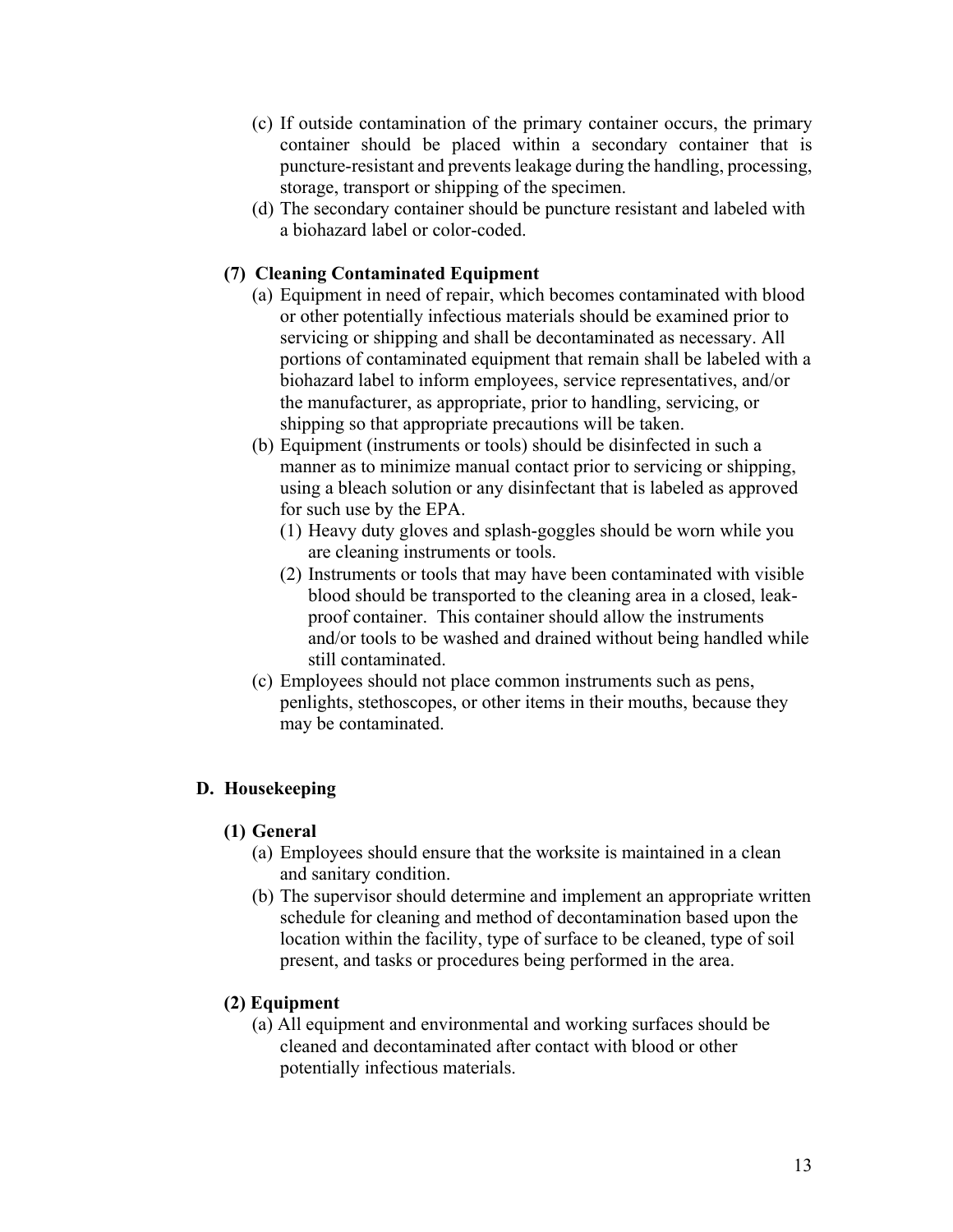(c) If outside contamination of the primary container occurs, the primary container should be placed within a secondary container that is puncture-resistant and prevents leakage during the handling, processing, storage, transport or shipping of the specimen.

(d) The secondary container should be puncture resistant and labeled with a biohazard label or color-coded.

**(7) Cleaning Contaminated Equipment**

(a) Equipment in need of repair, which becomes contaminated with blood or other potentially infectious materials should be examined prior to servicing or shipping and shall be decontaminated as necessary. All portions of contaminated equipment that remain shall be labeled with a biohazard label to inform employees, service representatives, and/or the manufacturer, as appropriate, prior to handling, servicing, or shipping so that appropriate precautions will be taken.

(b) Equipment (instruments or tools) should be disinfected in such a manner as to minimize manual contact prior to servicing or shipping, using a bleach solution or any disinfectant that is labeled as approved for such use by the EPA.

- (1) Heavy duty gloves and splash-goggles should be worn while you are cleaning instruments or tools.
- (2) Instruments or tools that may have been contaminated with visible blood should be transported to the cleaning area in a closed, leak-proof container. This container should allow the instruments and/or tools to be washed and drained without being handled while still contaminated.

(c) Employees should not place common instruments such as pens, penlights, stethoscopes, or other items in their mouths, because they may be contaminated.

## D. Housekeeping

**(1) General**

(a) Employees should ensure that the worksite is maintained in a clean and sanitary condition.

(b) The supervisor should determine and implement an appropriate written schedule for cleaning and method of decontamination based upon the location within the facility, type of surface to be cleaned, type of soil present, and tasks or procedures being performed in the area.

**(2) Equipment**

(a) All equipment and environmental and working surfaces should be cleaned and decontaminated after contact with blood or other potentially infectious materials.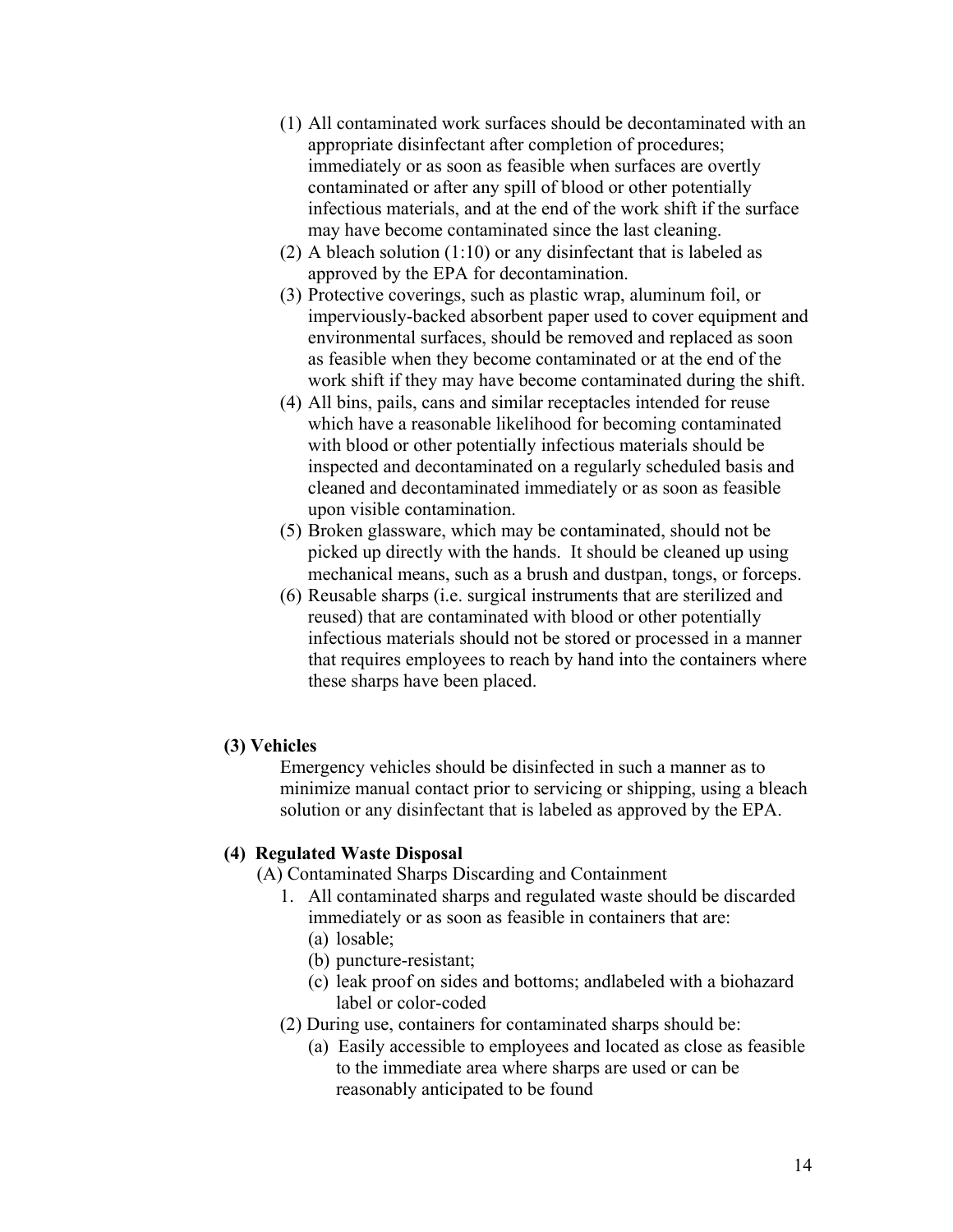(1) All contaminated work surfaces should be decontaminated with an appropriate disinfectant after completion of procedures; immediately or as soon as feasible when surfaces are overtly contaminated or after any spill of blood or other potentially infectious materials, and at the end of the work shift if the surface may have become contaminated since the last cleaning.

(2) A bleach solution (1:10) or any disinfectant that is labeled as approved by the EPA for decontamination.

(3) Protective coverings, such as plastic wrap, aluminum foil, or imperviously-backed absorbent paper used to cover equipment and environmental surfaces, should be removed and replaced as soon as feasible when they become contaminated or at the end of the work shift if they may have become contaminated during the shift.

(4) All bins, pails, cans and similar receptacles intended for reuse which have a reasonable likelihood for becoming contaminated with blood or other potentially infectious materials should be inspected and decontaminated on a regularly scheduled basis and cleaned and decontaminated immediately or as soon as feasible upon visible contamination.

(5) Broken glassware, which may be contaminated, should not be picked up directly with the hands. It should be cleaned up using mechanical means, such as a brush and dustpan, tongs, or forceps.

(6) Reusable sharps (i.e. surgical instruments that are sterilized and reused) that are contaminated with blood or other potentially infectious materials should not be stored or processed in a manner that requires employees to reach by hand into the containers where these sharps have been placed.

**(3) Vehicles**

Emergency vehicles should be disinfected in such a manner as to minimize manual contact prior to servicing or shipping, using a bleach solution or any disinfectant that is labeled as approved by the EPA.

**(4) Regulated Waste Disposal**

(A) Contaminated Sharps Discarding and Containment

1. All contaminated sharps and regulated waste should be discarded immediately or as soon as feasible in containers that are:
   - (a) losable;
   - (b) puncture-resistant;
   - (c) leak proof on sides and bottoms; andlabeled with a biohazard label or color-coded

(2) During use, containers for contaminated sharps should be:

- (a) Easily accessible to employees and located as close as feasible to the immediate area where sharps are used or can be reasonably anticipated to be found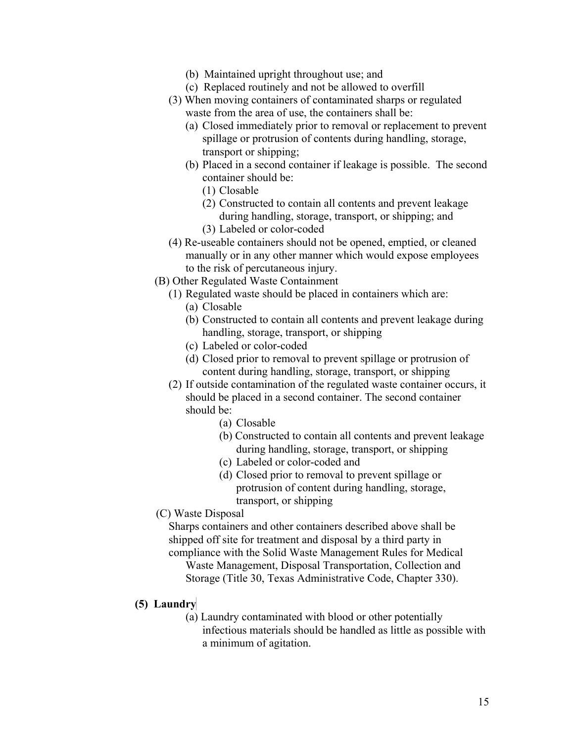- (b) Maintained upright throughout use; and
- (c) Replaced routinely and not be allowed to overfill

(3) When moving containers of contaminated sharps or regulated waste from the area of use, the containers shall be:

- (a) Closed immediately prior to removal or replacement to prevent spillage or protrusion of contents during handling, storage, transport or shipping;
- (b) Placed in a second container if leakage is possible. The second container should be:
  - (1) Closable
  - (2) Constructed to contain all contents and prevent leakage during handling, storage, transport, or shipping; and
  - (3) Labeled or color-coded

(4) Re-useable containers should not be opened, emptied, or cleaned manually or in any other manner which would expose employees to the risk of percutaneous injury.

(B) Other Regulated Waste Containment

(1) Regulated waste should be placed in containers which are:

- (a) Closable
- (b) Constructed to contain all contents and prevent leakage during handling, storage, transport, or shipping
- (c) Labeled or color-coded
- (d) Closed prior to removal to prevent spillage or protrusion of content during handling, storage, transport, or shipping

(2) If outside contamination of the regulated waste container occurs, it should be placed in a second container. The second container should be:

- (a) Closable
- (b) Constructed to contain all contents and prevent leakage during handling, storage, transport, or shipping
- (c) Labeled or color-coded and
- (d) Closed prior to removal to prevent spillage or protrusion of content during handling, storage, transport, or shipping

(C) Waste Disposal

Sharps containers and other containers described above shall be shipped off site for treatment and disposal by a third party in compliance with the Solid Waste Management Rules for Medical Waste Management, Disposal Transportation, Collection and Storage (Title 30, Texas Administrative Code, Chapter 330).

**(5) Laundry**

(a) Laundry contaminated with blood or other potentially infectious materials should be handled as little as possible with a minimum of agitation.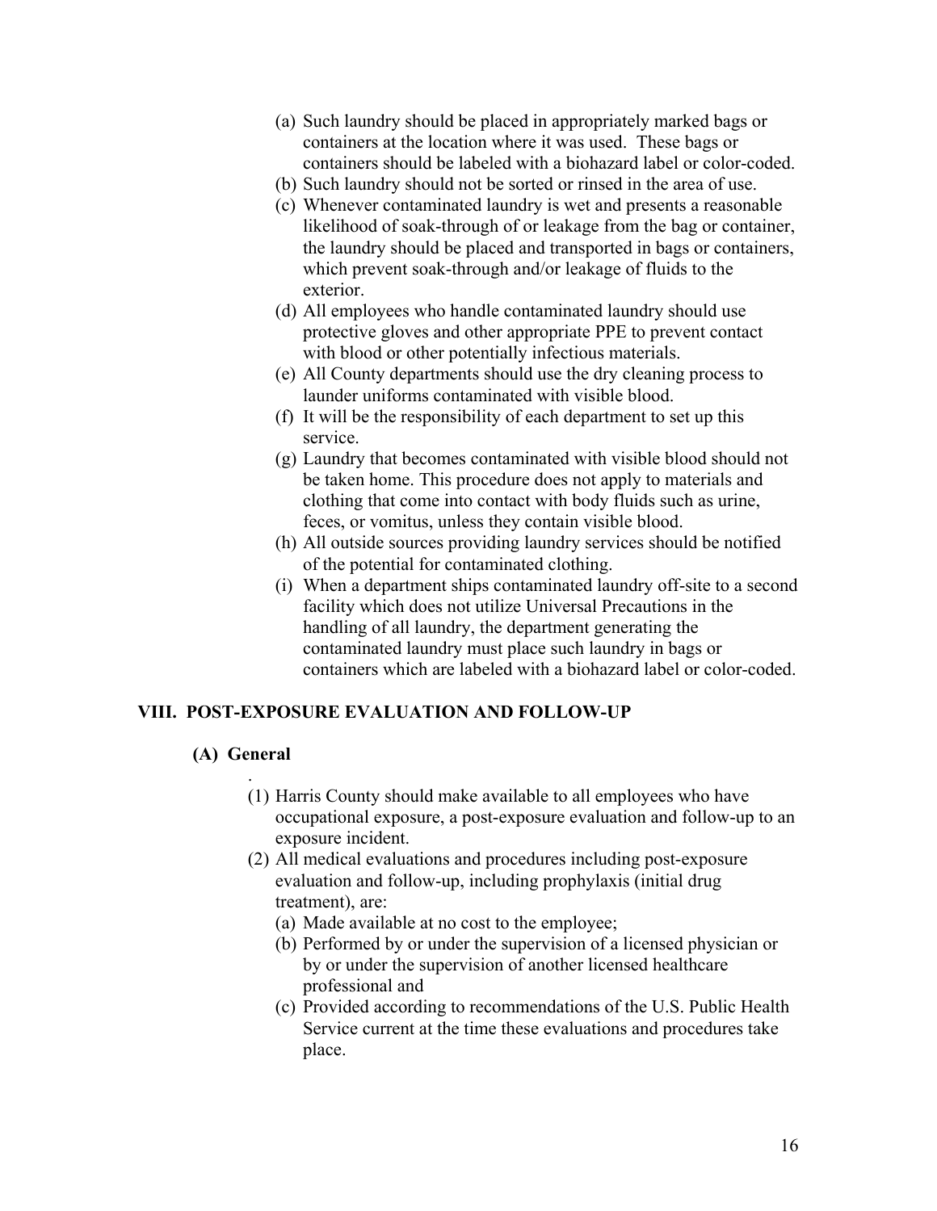(a) Such laundry should be placed in appropriately marked bags or containers at the location where it was used. These bags or containers should be labeled with a biohazard label or color-coded.
(b) Such laundry should not be sorted or rinsed in the area of use.
(c) Whenever contaminated laundry is wet and presents a reasonable likelihood of soak-through of or leakage from the bag or container, the laundry should be placed and transported in bags or containers, which prevent soak-through and/or leakage of fluids to the exterior.
(d) All employees who handle contaminated laundry should use protective gloves and other appropriate PPE to prevent contact with blood or other potentially infectious materials.
(e) All County departments should use the dry cleaning process to launder uniforms contaminated with visible blood.
(f) It will be the responsibility of each department to set up this service.
(g) Laundry that becomes contaminated with visible blood should not be taken home. This procedure does not apply to materials and clothing that come into contact with body fluids such as urine, feces, or vomitus, unless they contain visible blood.
(h) All outside sources providing laundry services should be notified of the potential for contaminated clothing.
(i) When a department ships contaminated laundry off-site to a second facility which does not utilize Universal Precautions in the handling of all laundry, the department generating the contaminated laundry must place such laundry in bags or containers which are labeled with a biohazard label or color-coded.

## VIII. POST-EXPOSURE EVALUATION AND FOLLOW-UP

### (A) General

.

(1) Harris County should make available to all employees who have occupational exposure, a post-exposure evaluation and follow-up to an exposure incident.
(2) All medical evaluations and procedures including post-exposure evaluation and follow-up, including prophylaxis (initial drug treatment), are:
   (a) Made available at no cost to the employee;
   (b) Performed by or under the supervision of a licensed physician or by or under the supervision of another licensed healthcare professional and
   (c) Provided according to recommendations of the U.S. Public Health Service current at the time these evaluations and procedures take place.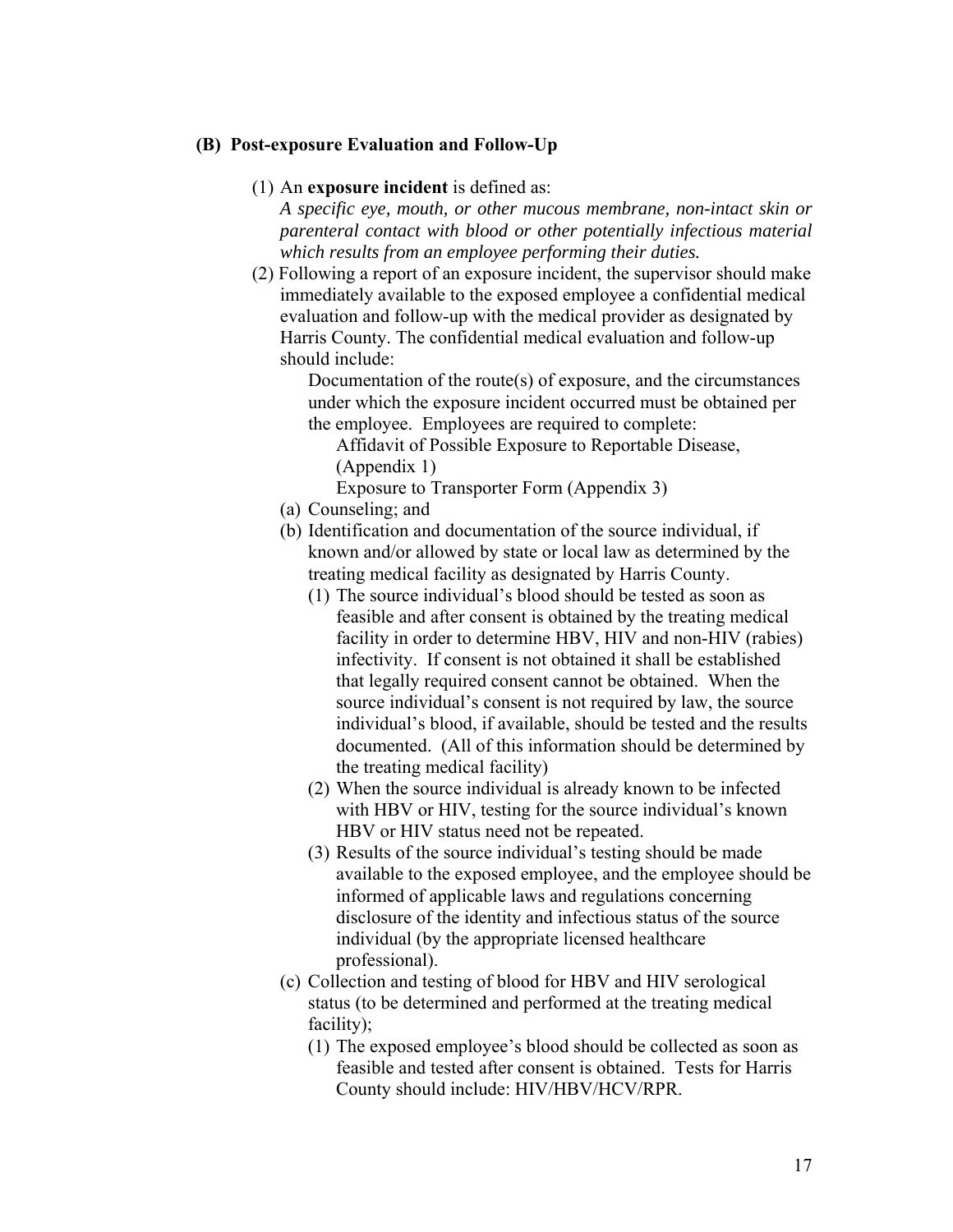**(B) Post-exposure Evaluation and Follow-Up**

(1) An **exposure incident** is defined as:
*A specific eye, mouth, or other mucous membrane, non-intact skin or parenteral contact with blood or other potentially infectious material which results from an employee performing their duties.*

(2) Following a report of an exposure incident, the supervisor should make immediately available to the exposed employee a confidential medical evaluation and follow-up with the medical provider as designated by Harris County. The confidential medical evaluation and follow-up should include:

Documentation of the route(s) of exposure, and the circumstances under which the exposure incident occurred must be obtained per the employee. Employees are required to complete:

Affidavit of Possible Exposure to Reportable Disease, (Appendix 1)

Exposure to Transporter Form (Appendix 3)

(a) Counseling; and

(b) Identification and documentation of the source individual, if known and/or allowed by state or local law as determined by the treating medical facility as designated by Harris County.

(1) The source individual's blood should be tested as soon as feasible and after consent is obtained by the treating medical facility in order to determine HBV, HIV and non-HIV (rabies) infectivity. If consent is not obtained it shall be established that legally required consent cannot be obtained. When the source individual's consent is not required by law, the source individual's blood, if available, should be tested and the results documented. (All of this information should be determined by the treating medical facility)

(2) When the source individual is already known to be infected with HBV or HIV, testing for the source individual's known HBV or HIV status need not be repeated.

(3) Results of the source individual's testing should be made available to the exposed employee, and the employee should be informed of applicable laws and regulations concerning disclosure of the identity and infectious status of the source individual (by the appropriate licensed healthcare professional).

(c) Collection and testing of blood for HBV and HIV serological status (to be determined and performed at the treating medical facility);

(1) The exposed employee's blood should be collected as soon as feasible and tested after consent is obtained. Tests for Harris County should include: HIV/HBV/HCV/RPR.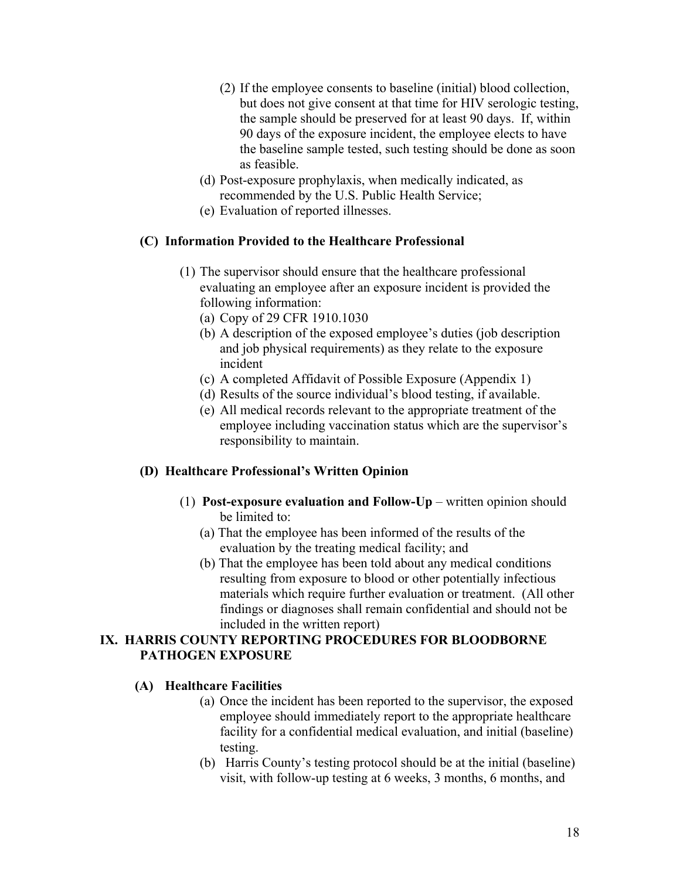(2) If the employee consents to baseline (initial) blood collection, but does not give consent at that time for HIV serologic testing, the sample should be preserved for at least 90 days. If, within 90 days of the exposure incident, the employee elects to have the baseline sample tested, such testing should be done as soon as feasible.

(d) Post-exposure prophylaxis, when medically indicated, as recommended by the U.S. Public Health Service;

(e) Evaluation of reported illnesses.

### (C) Information Provided to the Healthcare Professional

(1) The supervisor should ensure that the healthcare professional evaluating an employee after an exposure incident is provided the following information:

(a) Copy of 29 CFR 1910.1030

(b) A description of the exposed employee's duties (job description and job physical requirements) as they relate to the exposure incident

(c) A completed Affidavit of Possible Exposure (Appendix 1)

(d) Results of the source individual's blood testing, if available.

(e) All medical records relevant to the appropriate treatment of the employee including vaccination status which are the supervisor's responsibility to maintain.

### (D) Healthcare Professional's Written Opinion

(1) **Post-exposure evaluation and Follow-Up** – written opinion should be limited to:

(a) That the employee has been informed of the results of the evaluation by the treating medical facility; and

(b) That the employee has been told about any medical conditions resulting from exposure to blood or other potentially infectious materials which require further evaluation or treatment. (All other findings or diagnoses shall remain confidential and should not be included in the written report)

## IX. HARRIS COUNTY REPORTING PROCEDURES FOR BLOODBORNE PATHOGEN EXPOSURE

### (A) Healthcare Facilities

(a) Once the incident has been reported to the supervisor, the exposed employee should immediately report to the appropriate healthcare facility for a confidential medical evaluation, and initial (baseline) testing.

(b) Harris County's testing protocol should be at the initial (baseline) visit, with follow-up testing at 6 weeks, 3 months, 6 months, and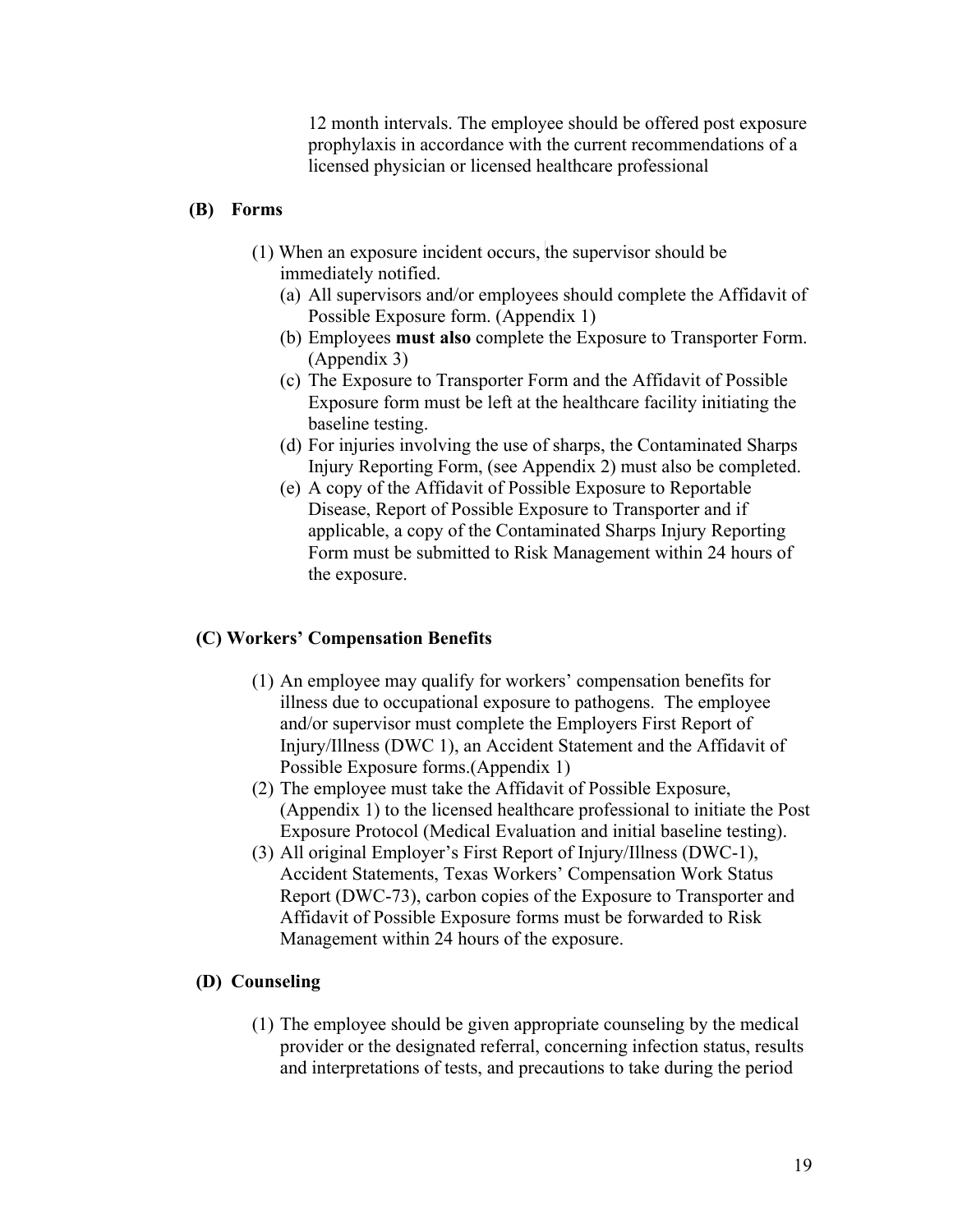12 month intervals. The employee should be offered post exposure prophylaxis in accordance with the current recommendations of a licensed physician or licensed healthcare professional

**(B) Forms**

(1) When an exposure incident occurs, the supervisor should be immediately notified.
  - (a) All supervisors and/or employees should complete the Affidavit of Possible Exposure form. (Appendix 1)
  - (b) Employees **must also** complete the Exposure to Transporter Form. (Appendix 3)
  - (c) The Exposure to Transporter Form and the Affidavit of Possible Exposure form must be left at the healthcare facility initiating the baseline testing.
  - (d) For injuries involving the use of sharps, the Contaminated Sharps Injury Reporting Form, (see Appendix 2) must also be completed.
  - (e) A copy of the Affidavit of Possible Exposure to Reportable Disease, Report of Possible Exposure to Transporter and if applicable, a copy of the Contaminated Sharps Injury Reporting Form must be submitted to Risk Management within 24 hours of the exposure.

**(C) Workers' Compensation Benefits**

(1) An employee may qualify for workers' compensation benefits for illness due to occupational exposure to pathogens. The employee and/or supervisor must complete the Employers First Report of Injury/Illness (DWC 1), an Accident Statement and the Affidavit of Possible Exposure forms.(Appendix 1)

(2) The employee must take the Affidavit of Possible Exposure, (Appendix 1) to the licensed healthcare professional to initiate the Post Exposure Protocol (Medical Evaluation and initial baseline testing).

(3) All original Employer's First Report of Injury/Illness (DWC-1), Accident Statements, Texas Workers' Compensation Work Status Report (DWC-73), carbon copies of the Exposure to Transporter and Affidavit of Possible Exposure forms must be forwarded to Risk Management within 24 hours of the exposure.

**(D) Counseling**

(1) The employee should be given appropriate counseling by the medical provider or the designated referral, concerning infection status, results and interpretations of tests, and precautions to take during the period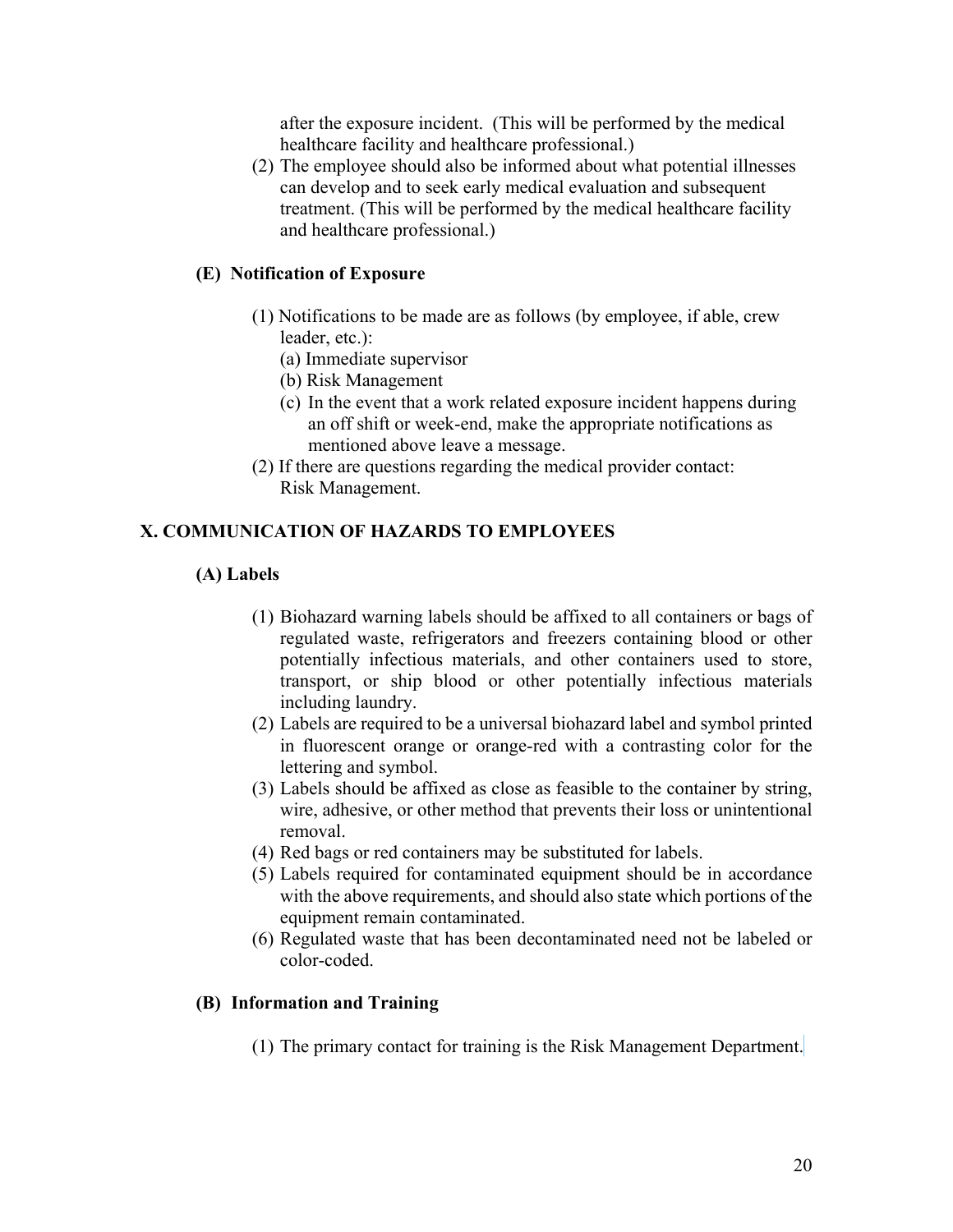after the exposure incident. (This will be performed by the medical healthcare facility and healthcare professional.)

(2) The employee should also be informed about what potential illnesses can develop and to seek early medical evaluation and subsequent treatment. (This will be performed by the medical healthcare facility and healthcare professional.)

### (E) Notification of Exposure

(1) Notifications to be made are as follows (by employee, if able, crew leader, etc.):

(a) Immediate supervisor

(b) Risk Management

(c) In the event that a work related exposure incident happens during an off shift or week-end, make the appropriate notifications as mentioned above leave a message.

(2) If there are questions regarding the medical provider contact: Risk Management.

## X. COMMUNICATION OF HAZARDS TO EMPLOYEES

### (A) Labels

(1) Biohazard warning labels should be affixed to all containers or bags of regulated waste, refrigerators and freezers containing blood or other potentially infectious materials, and other containers used to store, transport, or ship blood or other potentially infectious materials including laundry.

(2) Labels are required to be a universal biohazard label and symbol printed in fluorescent orange or orange-red with a contrasting color for the lettering and symbol.

(3) Labels should be affixed as close as feasible to the container by string, wire, adhesive, or other method that prevents their loss or unintentional removal.

(4) Red bags or red containers may be substituted for labels.

(5) Labels required for contaminated equipment should be in accordance with the above requirements, and should also state which portions of the equipment remain contaminated.

(6) Regulated waste that has been decontaminated need not be labeled or color-coded.

### (B) Information and Training

(1) The primary contact for training is the Risk Management Department.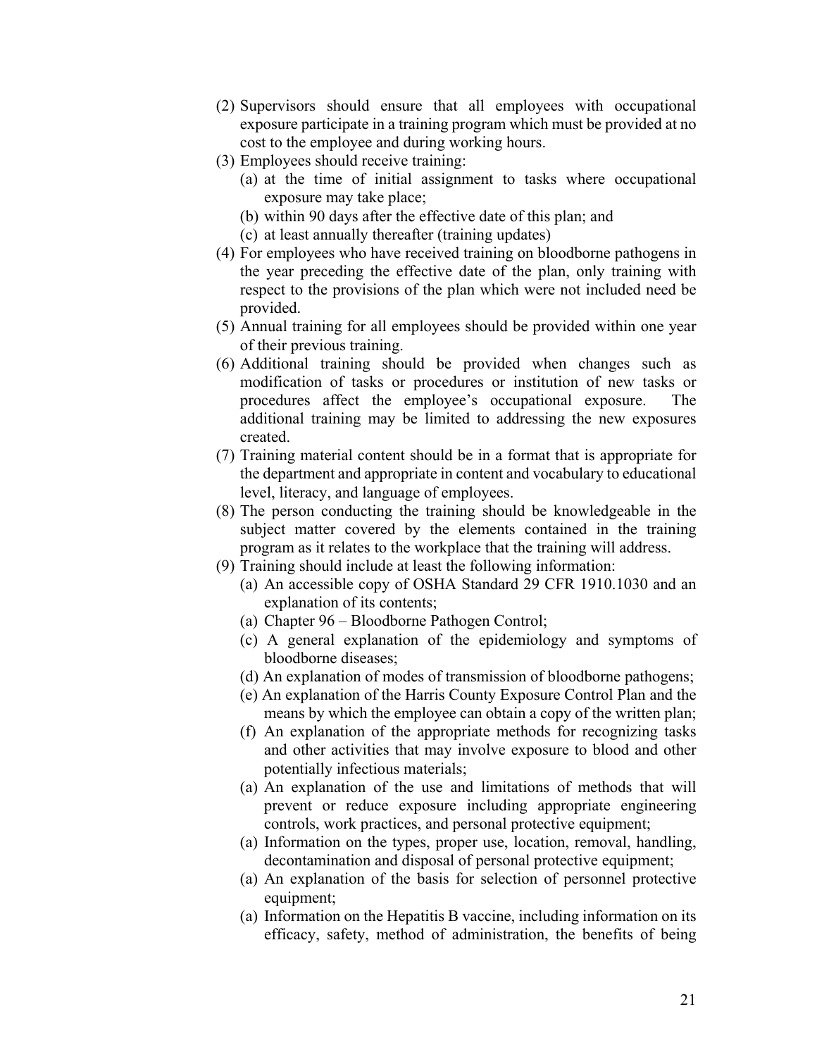(2) Supervisors should ensure that all employees with occupational exposure participate in a training program which must be provided at no cost to the employee and during working hours.

(3) Employees should receive training:

   (a) at the time of initial assignment to tasks where occupational exposure may take place;

   (b) within 90 days after the effective date of this plan; and

   (c) at least annually thereafter (training updates)

(4) For employees who have received training on bloodborne pathogens in the year preceding the effective date of the plan, only training with respect to the provisions of the plan which were not included need be provided.

(5) Annual training for all employees should be provided within one year of their previous training.

(6) Additional training should be provided when changes such as modification of tasks or procedures or institution of new tasks or procedures affect the employee's occupational exposure. The additional training may be limited to addressing the new exposures created.

(7) Training material content should be in a format that is appropriate for the department and appropriate in content and vocabulary to educational level, literacy, and language of employees.

(8) The person conducting the training should be knowledgeable in the subject matter covered by the elements contained in the training program as it relates to the workplace that the training will address.

(9) Training should include at least the following information:

   (a) An accessible copy of OSHA Standard 29 CFR 1910.1030 and an explanation of its contents;

   (a) Chapter 96 – Bloodborne Pathogen Control;

   (c) A general explanation of the epidemiology and symptoms of bloodborne diseases;

   (d) An explanation of modes of transmission of bloodborne pathogens;

   (e) An explanation of the Harris County Exposure Control Plan and the means by which the employee can obtain a copy of the written plan;

   (f) An explanation of the appropriate methods for recognizing tasks and other activities that may involve exposure to blood and other potentially infectious materials;

   (a) An explanation of the use and limitations of methods that will prevent or reduce exposure including appropriate engineering controls, work practices, and personal protective equipment;

   (a) Information on the types, proper use, location, removal, handling, decontamination and disposal of personal protective equipment;

   (a) An explanation of the basis for selection of personnel protective equipment;

   (a) Information on the Hepatitis B vaccine, including information on its efficacy, safety, method of administration, the benefits of being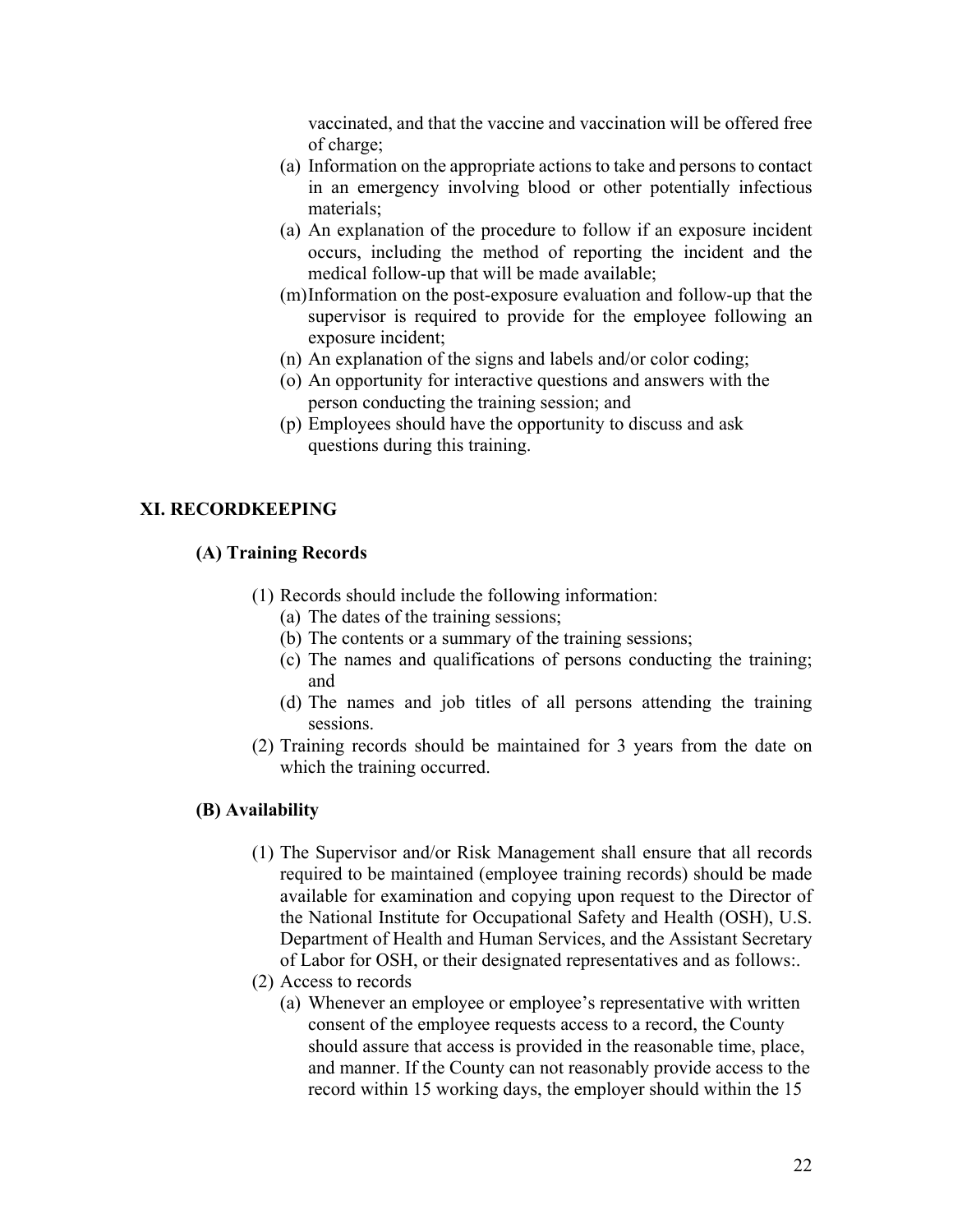vaccinated, and that the vaccine and vaccination will be offered free of charge;

(a) Information on the appropriate actions to take and persons to contact in an emergency involving blood or other potentially infectious materials;

(a) An explanation of the procedure to follow if an exposure incident occurs, including the method of reporting the incident and the medical follow-up that will be made available;

(m) Information on the post-exposure evaluation and follow-up that the supervisor is required to provide for the employee following an exposure incident;

(n) An explanation of the signs and labels and/or color coding;

(o) An opportunity for interactive questions and answers with the person conducting the training session; and

(p) Employees should have the opportunity to discuss and ask questions during this training.

## XI. RECORDKEEPING

### (A) Training Records

(1) Records should include the following information:
   - (a) The dates of the training sessions;
   - (b) The contents or a summary of the training sessions;
   - (c) The names and qualifications of persons conducting the training; and
   - (d) The names and job titles of all persons attending the training sessions.

(2) Training records should be maintained for 3 years from the date on which the training occurred.

### (B) Availability

(1) The Supervisor and/or Risk Management shall ensure that all records required to be maintained (employee training records) should be made available for examination and copying upon request to the Director of the National Institute for Occupational Safety and Health (OSH), U.S. Department of Health and Human Services, and the Assistant Secretary of Labor for OSH, or their designated representatives and as follows:.

(2) Access to records
   - (a) Whenever an employee or employee's representative with written consent of the employee requests access to a record, the County should assure that access is provided in the reasonable time, place, and manner. If the County can not reasonably provide access to the record within 15 working days, the employer should within the 15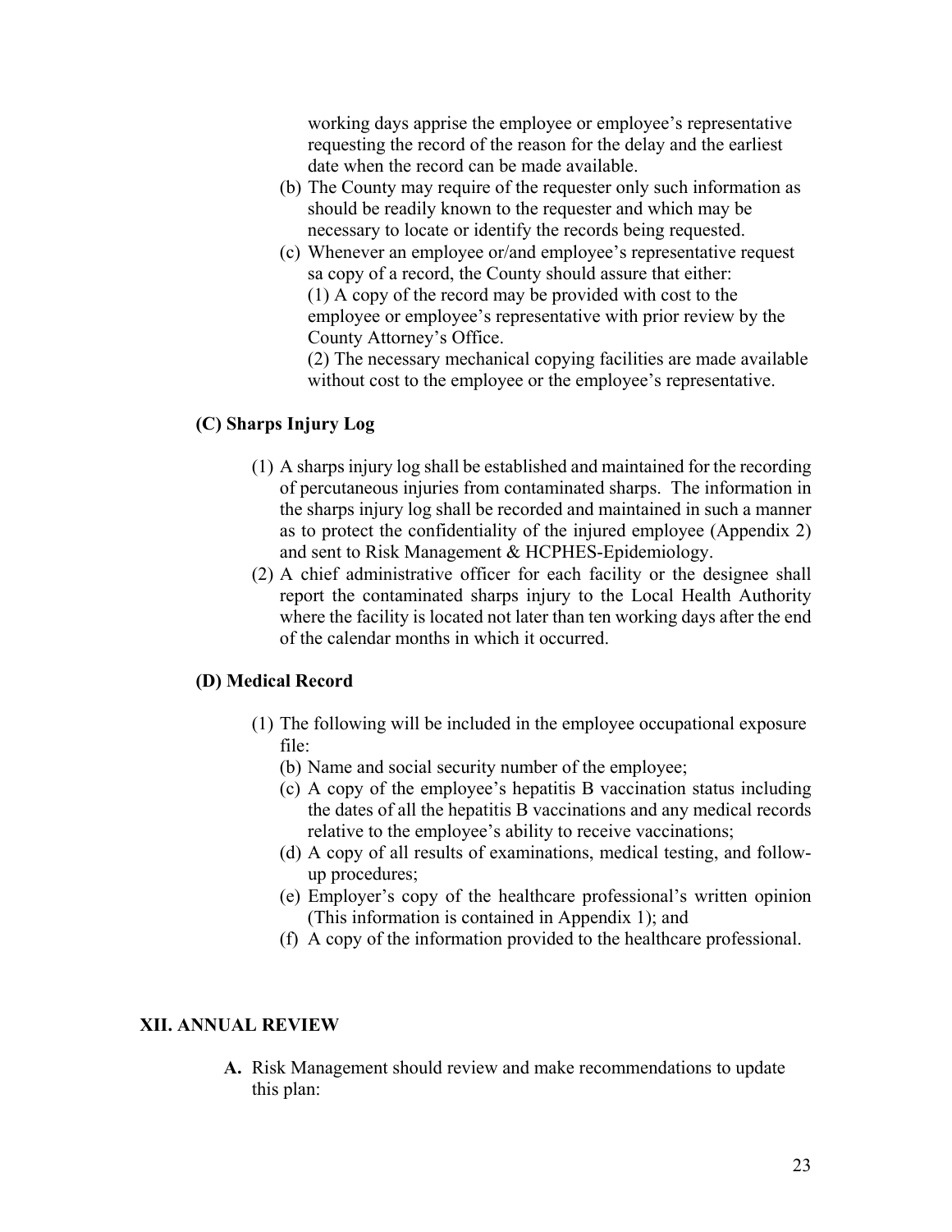working days apprise the employee or employee's representative requesting the record of the reason for the delay and the earliest date when the record can be made available.

(b) The County may require of the requester only such information as should be readily known to the requester and which may be necessary to locate or identify the records being requested.

(c) Whenever an employee or/and employee's representative request sa copy of a record, the County should assure that either:
(1) A copy of the record may be provided with cost to the employee or employee's representative with prior review by the County Attorney's Office.
(2) The necessary mechanical copying facilities are made available without cost to the employee or the employee's representative.

**(C) Sharps Injury Log**

(1) A sharps injury log shall be established and maintained for the recording of percutaneous injuries from contaminated sharps. The information in the sharps injury log shall be recorded and maintained in such a manner as to protect the confidentiality of the injured employee (Appendix 2) and sent to Risk Management & HCPHES-Epidemiology.

(2) A chief administrative officer for each facility or the designee shall report the contaminated sharps injury to the Local Health Authority where the facility is located not later than ten working days after the end of the calendar months in which it occurred.

**(D) Medical Record**

(1) The following will be included in the employee occupational exposure file:
  (b) Name and social security number of the employee;
  (c) A copy of the employee's hepatitis B vaccination status including the dates of all the hepatitis B vaccinations and any medical records relative to the employee's ability to receive vaccinations;
  (d) A copy of all results of examinations, medical testing, and follow-up procedures;
  (e) Employer's copy of the healthcare professional's written opinion (This information is contained in Appendix 1); and
  (f) A copy of the information provided to the healthcare professional.

## XII. ANNUAL REVIEW

**A.** Risk Management should review and make recommendations to update this plan: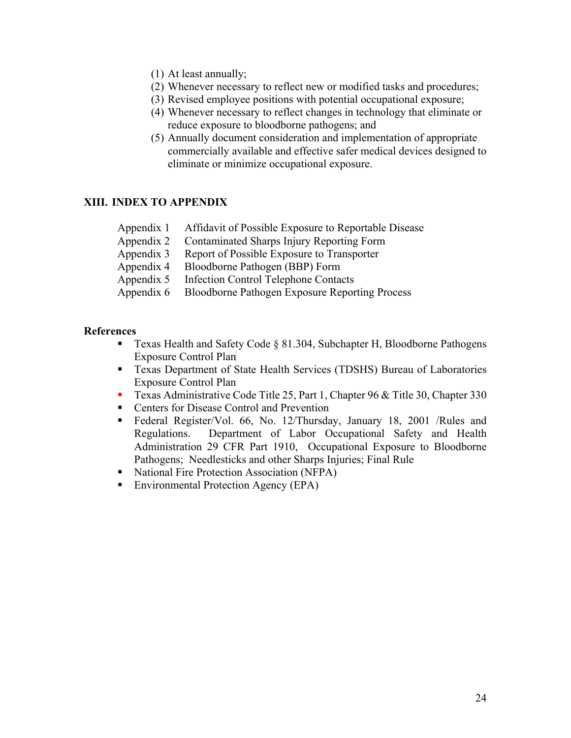(1) At least annually;
(2) Whenever necessary to reflect new or modified tasks and procedures;
(3) Revised employee positions with potential occupational exposure;
(4) Whenever necessary to reflect changes in technology that eliminate or reduce exposure to bloodborne pathogens; and
(5) Annually document consideration and implementation of appropriate commercially available and effective safer medical devices designed to eliminate or minimize occupational exposure.

## XIII. INDEX TO APPENDIX

| | |
|---|---|
| Appendix 1 | Affidavit of Possible Exposure to Reportable Disease |
| Appendix 2 | Contaminated Sharps Injury Reporting Form |
| Appendix 3 | Report of Possible Exposure to Transporter |
| Appendix 4 | Bloodborne Pathogen (BBP) Form |
| Appendix 5 | Infection Control Telephone Contacts |
| Appendix 6 | Bloodborne Pathogen Exposure Reporting Process |

**References**

- Texas Health and Safety Code § 81.304, Subchapter H, Bloodborne Pathogens Exposure Control Plan
- Texas Department of State Health Services (TDSHS) Bureau of Laboratories Exposure Control Plan
- Texas Administrative Code Title 25, Part 1, Chapter 96 & Title 30, Chapter 330
- Centers for Disease Control and Prevention
- Federal Register/Vol. 66, No. 12/Thursday, January 18, 2001 /Rules and Regulations. Department of Labor Occupational Safety and Health Administration 29 CFR Part 1910, Occupational Exposure to Bloodborne Pathogens; Needlesticks and other Sharps Injuries; Final Rule
- National Fire Protection Association (NFPA)
- Environmental Protection Agency (EPA)